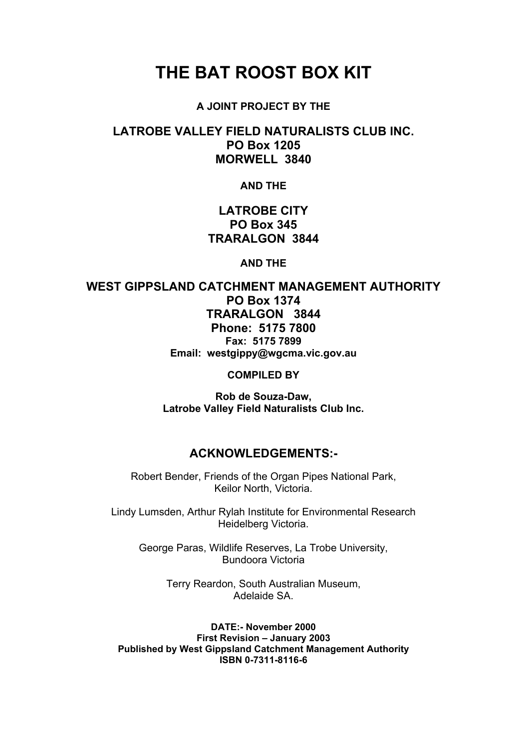# THE BAT ROOST BOX KIT

**A JOINT PROJECT BY THE**

**LATROBE VALLEY FIELD NATURALISTS CLUB INC.**
**PO Box 1205**
**MORWELL 3840**

**AND THE**

**LATROBE CITY**
**PO Box 345**
**TRARALGON 3844**

**AND THE**

**WEST GIPPSLAND CATCHMENT MANAGEMENT AUTHORITY**
**PO Box 1374**
**TRARALGON 3844**
**Phone: 5175 7800**
**Fax: 5175 7899**
**Email: westgippy@wgcma.vic.gov.au**

**COMPILED BY**

**Rob de Souza-Daw,**
**Latrobe Valley Field Naturalists Club Inc.**

## ACKNOWLEDGEMENTS:-

Robert Bender, Friends of the Organ Pipes National Park,
Keilor North, Victoria.

Lindy Lumsden, Arthur Rylah Institute for Environmental Research
Heidelberg Victoria.

George Paras, Wildlife Reserves, La Trobe University,
Bundoora Victoria

Terry Reardon, South Australian Museum,
Adelaide SA.

**DATE:- November 2000**
**First Revision – January 2003**
**Published by West Gippsland Catchment Management Authority**
**ISBN 0-7311-8116-6**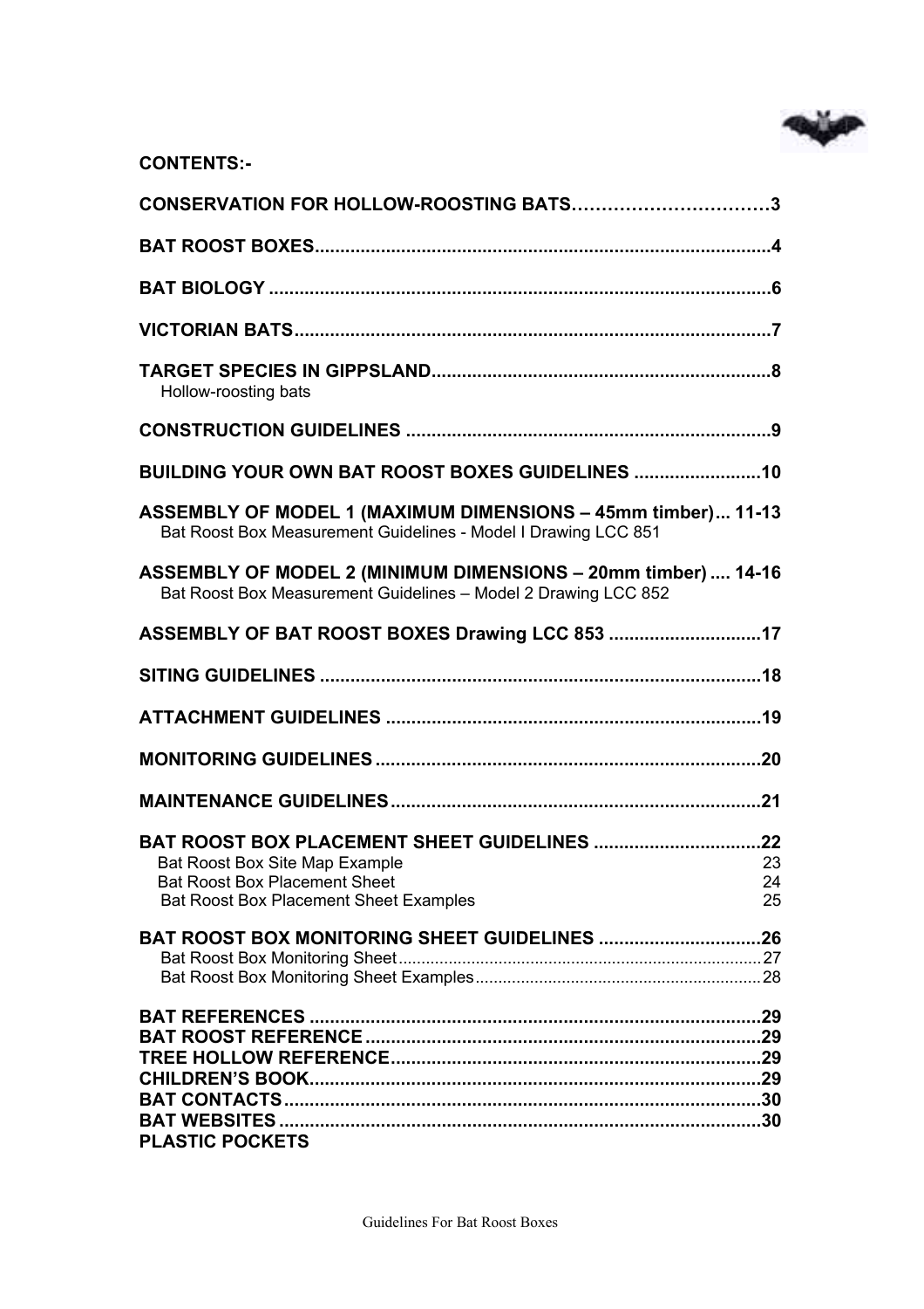## CONTENTS:-

| | |
|---|---|
| **CONSERVATION FOR HOLLOW-ROOSTING BATS** | **3** |
| **BAT ROOST BOXES** | **4** |
| **BAT BIOLOGY** | **6** |
| **VICTORIAN BATS** | **7** |
| **TARGET SPECIES IN GIPPSLAND**<br>Hollow-roosting bats | **8** |
| **CONSTRUCTION GUIDELINES** | **9** |
| **BUILDING YOUR OWN BAT ROOST BOXES GUIDELINES** | **10** |
| **ASSEMBLY OF MODEL 1 (MAXIMUM DIMENSIONS – 45mm timber)**<br>Bat Roost Box Measurement Guidelines - Model I Drawing LCC 851 | **11-13** |
| **ASSEMBLY OF MODEL 2 (MINIMUM DIMENSIONS – 20mm timber)**<br>Bat Roost Box Measurement Guidelines – Model 2 Drawing LCC 852 | **14-16** |
| **ASSEMBLY OF BAT ROOST BOXES Drawing LCC 853** | **17** |
| **SITING GUIDELINES** | **18** |
| **ATTACHMENT GUIDELINES** | **19** |
| **MONITORING GUIDELINES** | **20** |
| **MAINTENANCE GUIDELINES** | **21** |
| **BAT ROOST BOX PLACEMENT SHEET GUIDELINES** | **22** |
| Bat Roost Box Site Map Example | 23 |
| Bat Roost Box Placement Sheet | 24 |
| Bat Roost Box Placement Sheet Examples | 25 |
| **BAT ROOST BOX MONITORING SHEET GUIDELINES** | **26** |
| Bat Roost Box Monitoring Sheet | 27 |
| Bat Roost Box Monitoring Sheet Examples | 28 |
| **BAT REFERENCES** | **29** |
| **BAT ROOST REFERENCE** | **29** |
| **TREE HOLLOW REFERENCE** | **29** |
| **CHILDREN'S BOOK** | **29** |
| **BAT CONTACTS** | **30** |
| **BAT WEBSITES** | **30** |
| **PLASTIC POCKETS** | |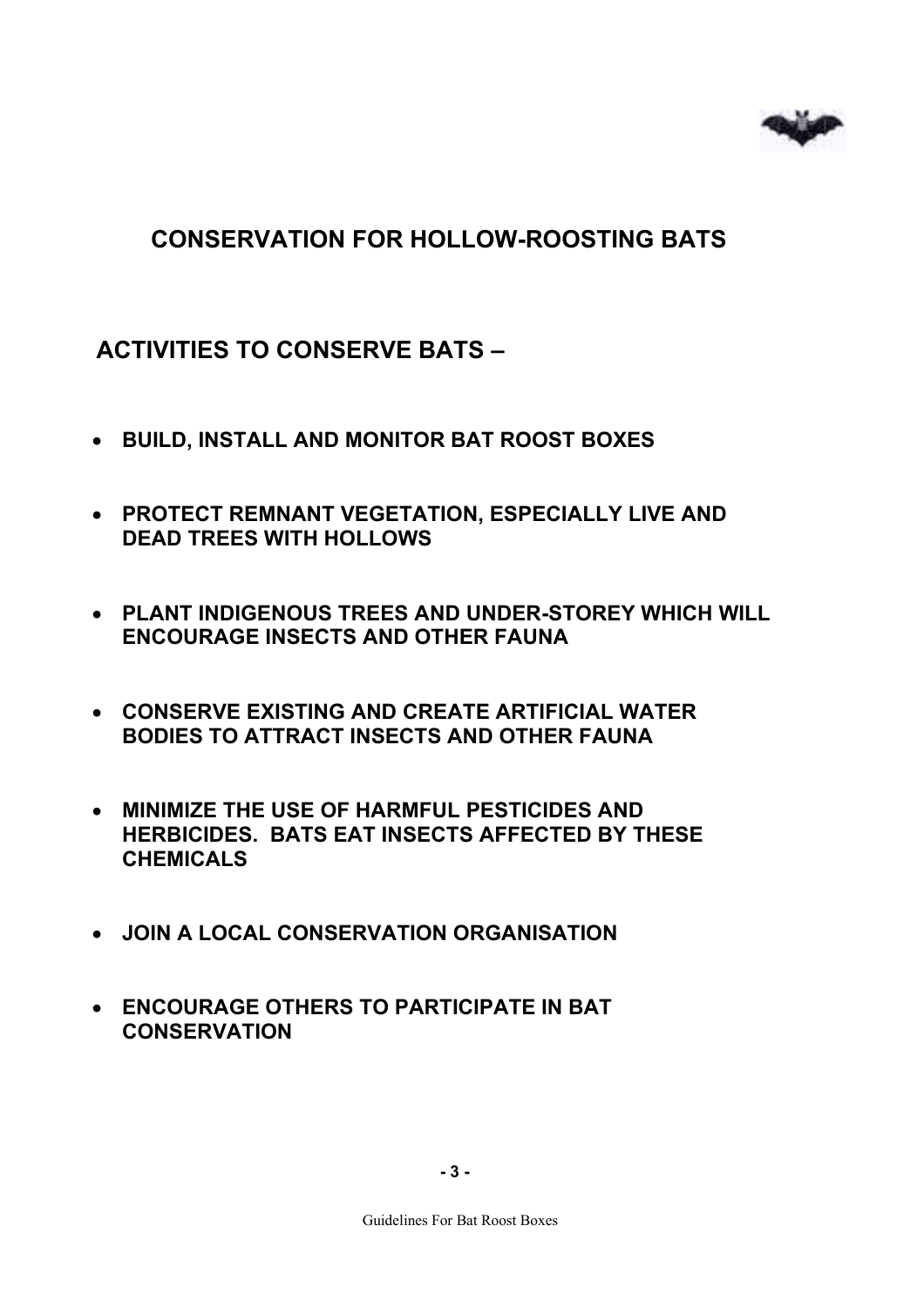## CONSERVATION FOR HOLLOW-ROOSTING BATS

### ACTIVITIES TO CONSERVE BATS –

- **BUILD, INSTALL AND MONITOR BAT ROOST BOXES**
- **PROTECT REMNANT VEGETATION, ESPECIALLY LIVE AND DEAD TREES WITH HOLLOWS**
- **PLANT INDIGENOUS TREES AND UNDER-STOREY WHICH WILL ENCOURAGE INSECTS AND OTHER FAUNA**
- **CONSERVE EXISTING AND CREATE ARTIFICIAL WATER BODIES TO ATTRACT INSECTS AND OTHER FAUNA**
- **MINIMIZE THE USE OF HARMFUL PESTICIDES AND HERBICIDES. BATS EAT INSECTS AFFECTED BY THESE CHEMICALS**
- **JOIN A LOCAL CONSERVATION ORGANISATION**
- **ENCOURAGE OTHERS TO PARTICIPATE IN BAT CONSERVATION**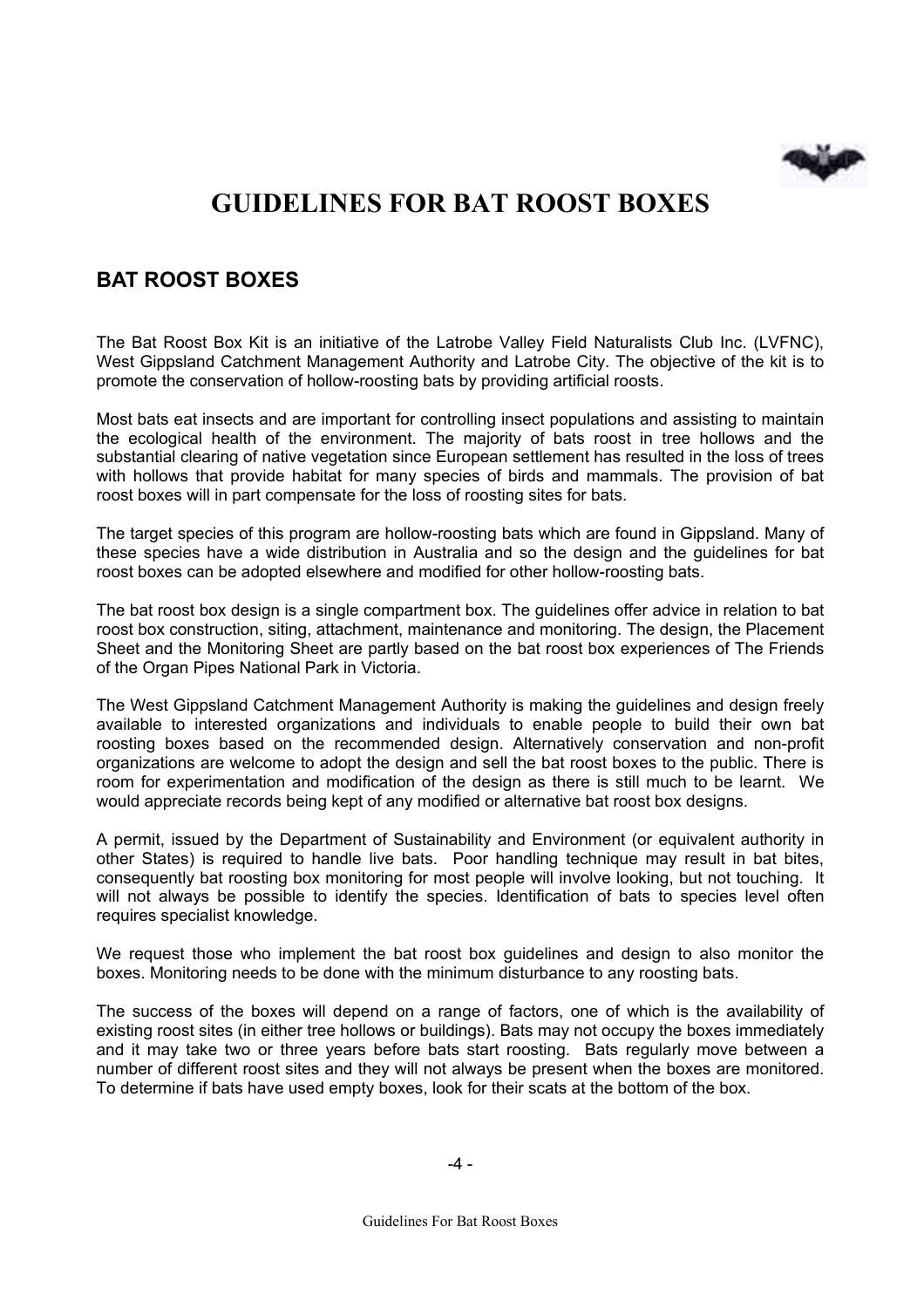# GUIDELINES FOR BAT ROOST BOXES

## BAT ROOST BOXES

The Bat Roost Box Kit is an initiative of the Latrobe Valley Field Naturalists Club Inc. (LVFNC), West Gippsland Catchment Management Authority and Latrobe City. The objective of the kit is to promote the conservation of hollow-roosting bats by providing artificial roosts.

Most bats eat insects and are important for controlling insect populations and assisting to maintain the ecological health of the environment. The majority of bats roost in tree hollows and the substantial clearing of native vegetation since European settlement has resulted in the loss of trees with hollows that provide habitat for many species of birds and mammals. The provision of bat roost boxes will in part compensate for the loss of roosting sites for bats.

The target species of this program are hollow-roosting bats which are found in Gippsland. Many of these species have a wide distribution in Australia and so the design and the guidelines for bat roost boxes can be adopted elsewhere and modified for other hollow-roosting bats.

The bat roost box design is a single compartment box. The guidelines offer advice in relation to bat roost box construction, siting, attachment, maintenance and monitoring. The design, the Placement Sheet and the Monitoring Sheet are partly based on the bat roost box experiences of The Friends of the Organ Pipes National Park in Victoria.

The West Gippsland Catchment Management Authority is making the guidelines and design freely available to interested organizations and individuals to enable people to build their own bat roosting boxes based on the recommended design. Alternatively conservation and non-profit organizations are welcome to adopt the design and sell the bat roost boxes to the public. There is room for experimentation and modification of the design as there is still much to be learnt. We would appreciate records being kept of any modified or alternative bat roost box designs.

A permit, issued by the Department of Sustainability and Environment (or equivalent authority in other States) is required to handle live bats. Poor handling technique may result in bat bites, consequently bat roosting box monitoring for most people will involve looking, but not touching. It will not always be possible to identify the species. Identification of bats to species level often requires specialist knowledge.

We request those who implement the bat roost box guidelines and design to also monitor the boxes. Monitoring needs to be done with the minimum disturbance to any roosting bats.

The success of the boxes will depend on a range of factors, one of which is the availability of existing roost sites (in either tree hollows or buildings). Bats may not occupy the boxes immediately and it may take two or three years before bats start roosting. Bats regularly move between a number of different roost sites and they will not always be present when the boxes are monitored. To determine if bats have used empty boxes, look for their scats at the bottom of the box.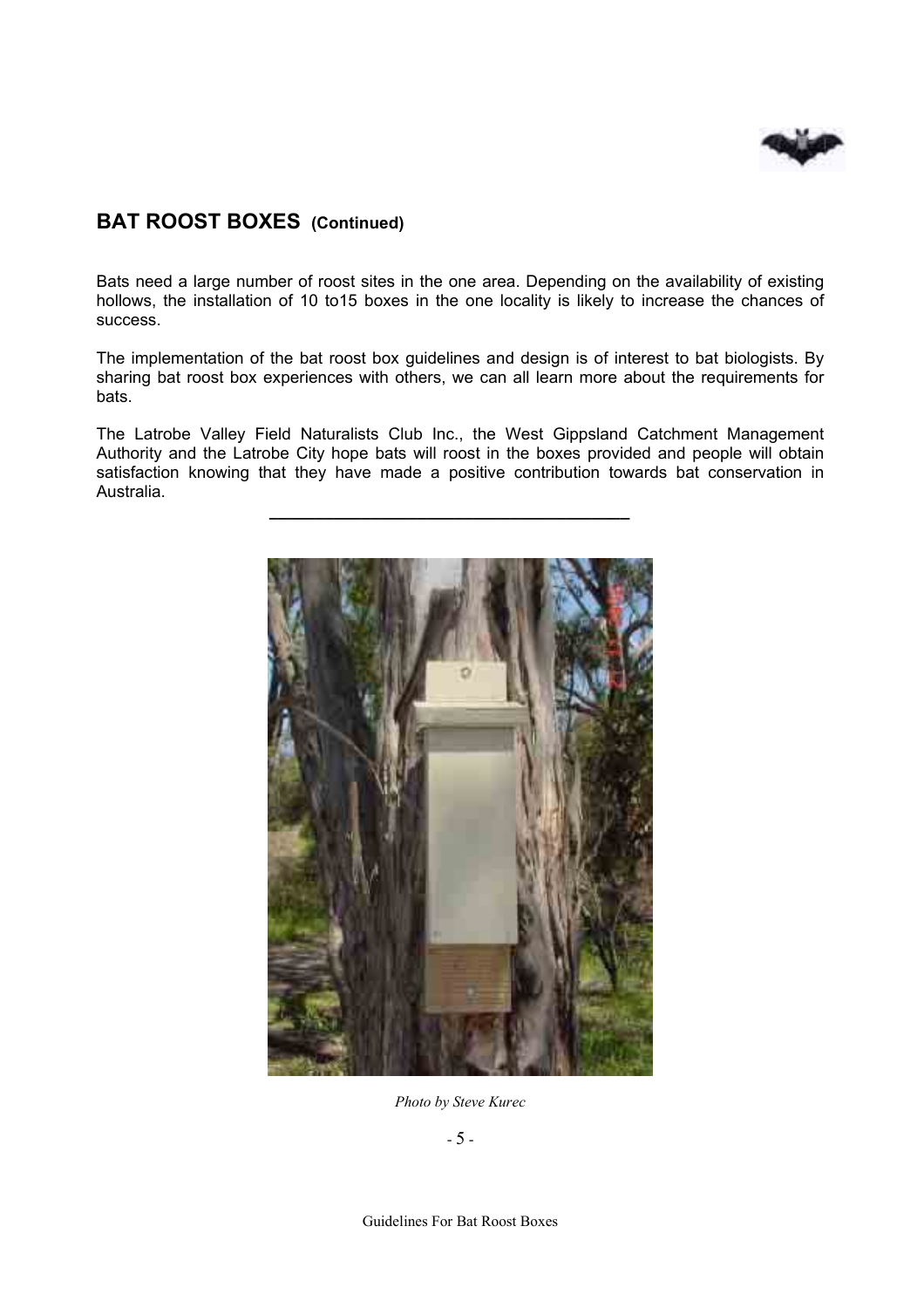## BAT ROOST BOXES **(Continued)**

Bats need a large number of roost sites in the one area. Depending on the availability of existing hollows, the installation of 10 to15 boxes in the one locality is likely to increase the chances of success.

The implementation of the bat roost box guidelines and design is of interest to bat biologists. By sharing bat roost box experiences with others, we can all learn more about the requirements for bats.

The Latrobe Valley Field Naturalists Club Inc., the West Gippsland Catchment Management Authority and the Latrobe City hope bats will roost in the boxes provided and people will obtain satisfaction knowing that they have made a positive contribution towards bat conservation in Australia.

---

*Photo by Steve Kurec*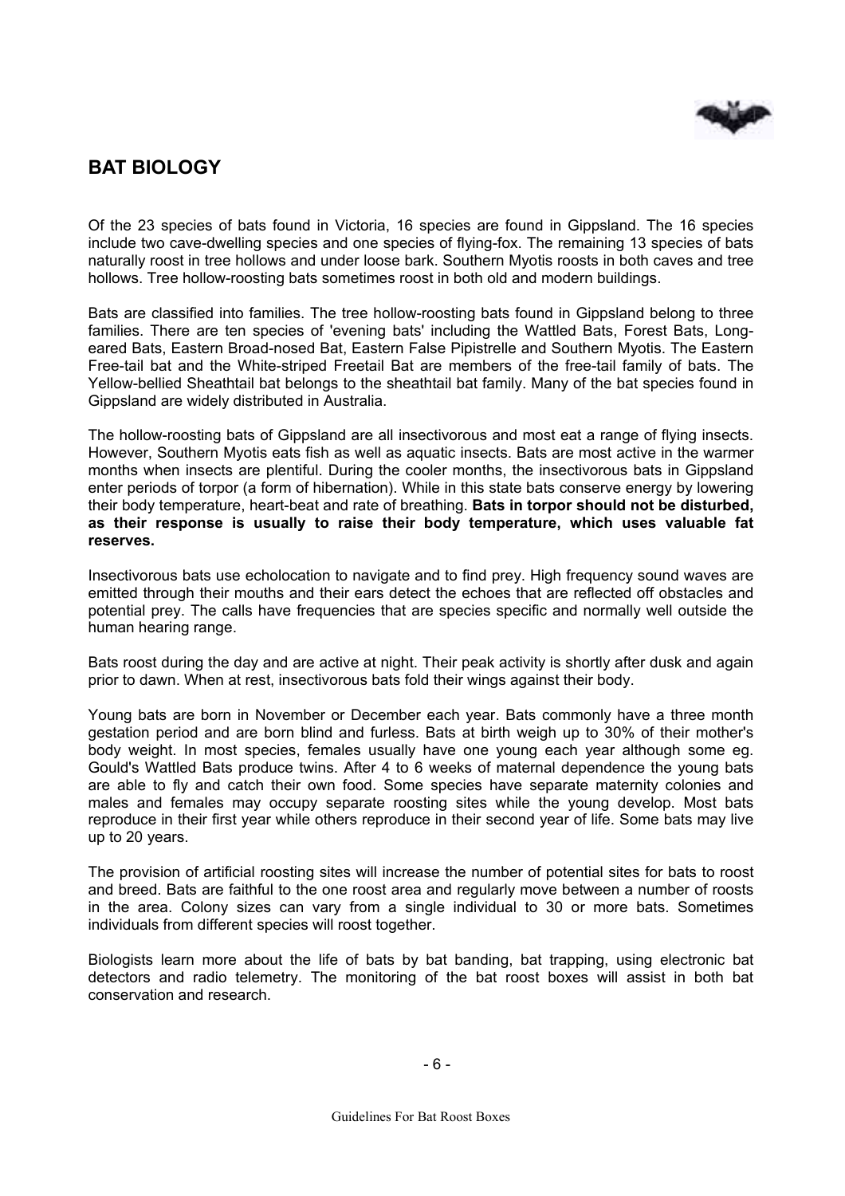# BAT BIOLOGY

Of the 23 species of bats found in Victoria, 16 species are found in Gippsland. The 16 species include two cave-dwelling species and one species of flying-fox. The remaining 13 species of bats naturally roost in tree hollows and under loose bark. Southern Myotis roosts in both caves and tree hollows. Tree hollow-roosting bats sometimes roost in both old and modern buildings.

Bats are classified into families. The tree hollow-roosting bats found in Gippsland belong to three families. There are ten species of 'evening bats' including the Wattled Bats, Forest Bats, Long-eared Bats, Eastern Broad-nosed Bat, Eastern False Pipistrelle and Southern Myotis. The Eastern Free-tail bat and the White-striped Freetail Bat are members of the free-tail family of bats. The Yellow-bellied Sheathtail bat belongs to the sheathtail bat family. Many of the bat species found in Gippsland are widely distributed in Australia.

The hollow-roosting bats of Gippsland are all insectivorous and most eat a range of flying insects. However, Southern Myotis eats fish as well as aquatic insects. Bats are most active in the warmer months when insects are plentiful. During the cooler months, the insectivorous bats in Gippsland enter periods of torpor (a form of hibernation). While in this state bats conserve energy by lowering their body temperature, heart-beat and rate of breathing. **Bats in torpor should not be disturbed, as their response is usually to raise their body temperature, which uses valuable fat reserves.**

Insectivorous bats use echolocation to navigate and to find prey. High frequency sound waves are emitted through their mouths and their ears detect the echoes that are reflected off obstacles and potential prey. The calls have frequencies that are species specific and normally well outside the human hearing range.

Bats roost during the day and are active at night. Their peak activity is shortly after dusk and again prior to dawn. When at rest, insectivorous bats fold their wings against their body.

Young bats are born in November or December each year. Bats commonly have a three month gestation period and are born blind and furless. Bats at birth weigh up to 30% of their mother's body weight. In most species, females usually have one young each year although some eg. Gould's Wattled Bats produce twins. After 4 to 6 weeks of maternal dependence the young bats are able to fly and catch their own food. Some species have separate maternity colonies and males and females may occupy separate roosting sites while the young develop. Most bats reproduce in their first year while others reproduce in their second year of life. Some bats may live up to 20 years.

The provision of artificial roosting sites will increase the number of potential sites for bats to roost and breed. Bats are faithful to the one roost area and regularly move between a number of roosts in the area. Colony sizes can vary from a single individual to 30 or more bats. Sometimes individuals from different species will roost together.

Biologists learn more about the life of bats by bat banding, bat trapping, using electronic bat detectors and radio telemetry. The monitoring of the bat roost boxes will assist in both bat conservation and research.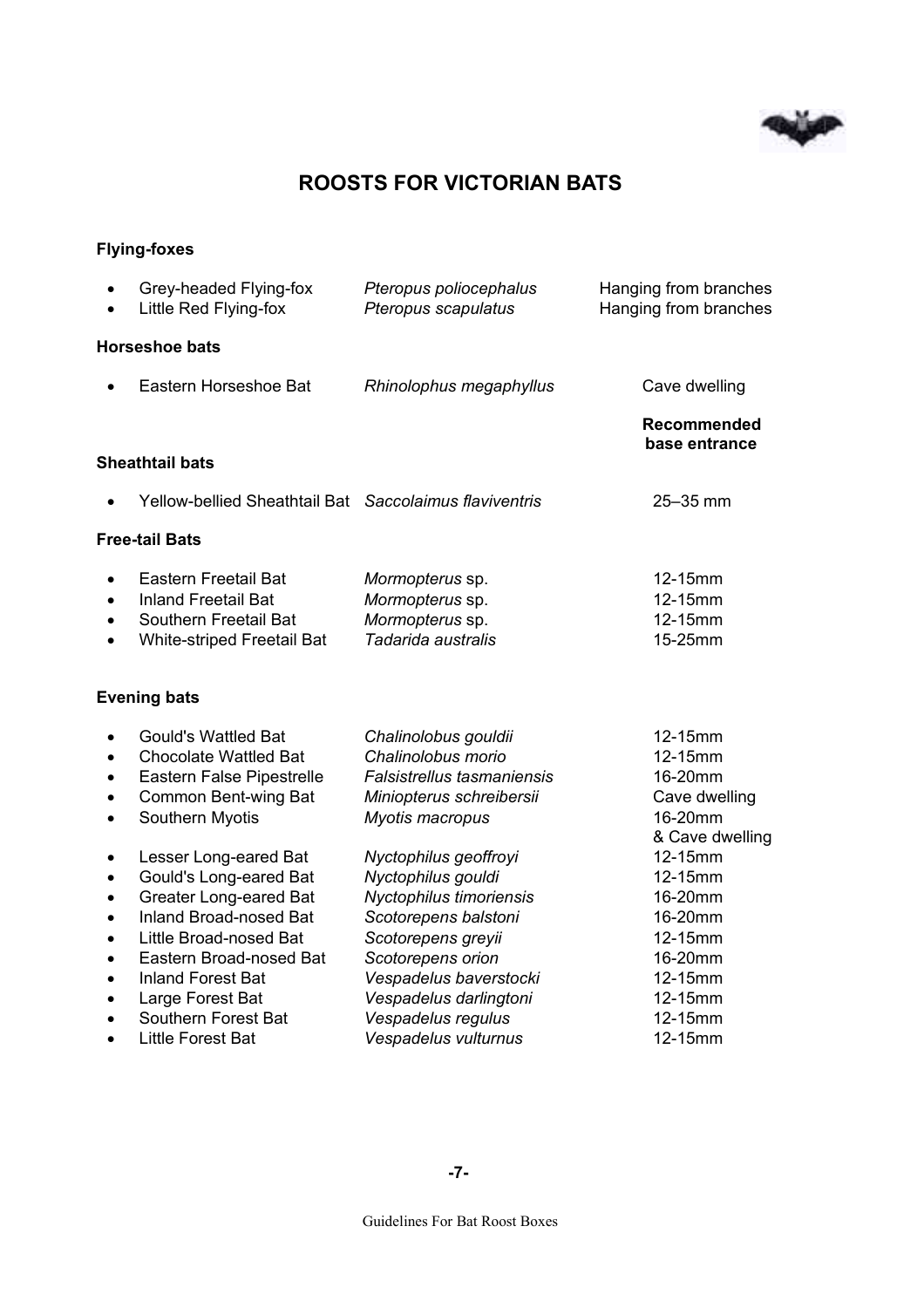# ROOSTS FOR VICTORIAN BATS

**Flying-foxes**

- Grey-headed Flying-fox — *Pteropus poliocephalus* — Hanging from branches
- Little Red Flying-fox — *Pteropus scapulatus* — Hanging from branches

**Horseshoe bats**

- Eastern Horseshoe Bat — *Rhinolophus megaphyllus* — Cave dwelling

| | | **Recommended base entrance** |
|---|---|---|
| **Sheathtail bats** | | |
| • Yellow-bellied Sheathtail Bat | *Saccolaimus flaviventris* | 25–35 mm |
| **Free-tail Bats** | | |
| • Eastern Freetail Bat | *Mormopterus* sp. | 12-15mm |
| • Inland Freetail Bat | *Mormopterus* sp. | 12-15mm |
| • Southern Freetail Bat | *Mormopterus* sp. | 12-15mm |
| • White-striped Freetail Bat | *Tadarida australis* | 15-25mm |
| **Evening bats** | | |
| • Gould's Wattled Bat | *Chalinolobus gouldii* | 12-15mm |
| • Chocolate Wattled Bat | *Chalinolobus morio* | 12-15mm |
| • Eastern False Pipestrelle | *Falsistrellus tasmaniensis* | 16-20mm |
| • Common Bent-wing Bat | *Miniopterus schreibersii* | Cave dwelling |
| • Southern Myotis | *Myotis macropus* | 16-20mm & Cave dwelling |
| • Lesser Long-eared Bat | *Nyctophilus geoffroyi* | 12-15mm |
| • Gould's Long-eared Bat | *Nyctophilus gouldi* | 12-15mm |
| • Greater Long-eared Bat | *Nyctophilus timoriensis* | 16-20mm |
| • Inland Broad-nosed Bat | *Scotorepens balstoni* | 16-20mm |
| • Little Broad-nosed Bat | *Scotorepens greyii* | 12-15mm |
| • Eastern Broad-nosed Bat | *Scotorepens orion* | 16-20mm |
| • Inland Forest Bat | *Vespadelus baverstocki* | 12-15mm |
| • Large Forest Bat | *Vespadelus darlingtoni* | 12-15mm |
| • Southern Forest Bat | *Vespadelus regulus* | 12-15mm |
| • Little Forest Bat | *Vespadelus vulturnus* | 12-15mm |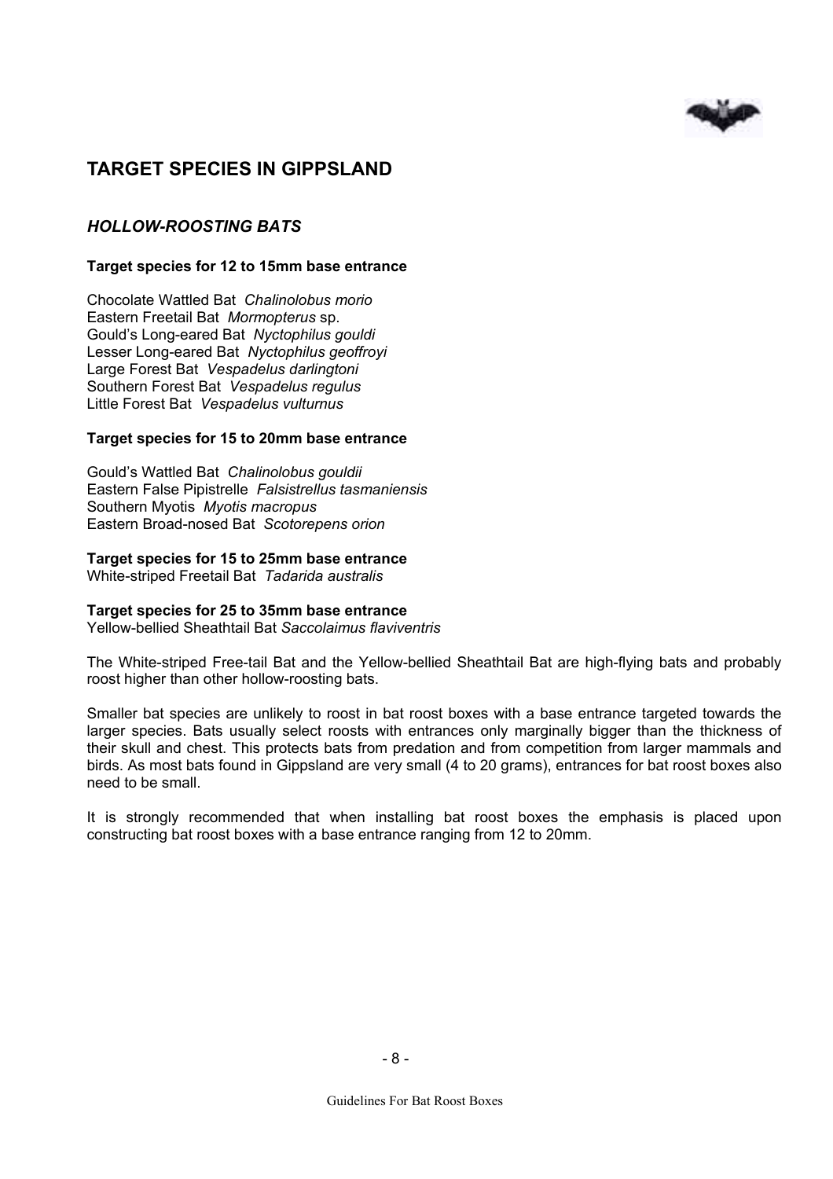## TARGET SPECIES IN GIPPSLAND

### *HOLLOW-ROOSTING BATS*

**Target species for 12 to 15mm base entrance**

Chocolate Wattled Bat *Chalinolobus morio*
Eastern Freetail Bat *Mormopterus* sp.
Gould's Long-eared Bat *Nyctophilus gouldi*
Lesser Long-eared Bat *Nyctophilus geoffroyi*
Large Forest Bat *Vespadelus darlingtoni*
Southern Forest Bat *Vespadelus regulus*
Little Forest Bat *Vespadelus vulturnus*

**Target species for 15 to 20mm base entrance**

Gould's Wattled Bat *Chalinolobus gouldii*
Eastern False Pipistrelle *Falsistrellus tasmaniensis*
Southern Myotis *Myotis macropus*
Eastern Broad-nosed Bat *Scotorepens orion*

**Target species for 15 to 25mm base entrance**
White-striped Freetail Bat *Tadarida australis*

**Target species for 25 to 35mm base entrance**
Yellow-bellied Sheathtail Bat *Saccolaimus flaviventris*

The White-striped Free-tail Bat and the Yellow-bellied Sheathtail Bat are high-flying bats and probably roost higher than other hollow-roosting bats.

Smaller bat species are unlikely to roost in bat roost boxes with a base entrance targeted towards the larger species. Bats usually select roosts with entrances only marginally bigger than the thickness of their skull and chest. This protects bats from predation and from competition from larger mammals and birds. As most bats found in Gippsland are very small (4 to 20 grams), entrances for bat roost boxes also need to be small.

It is strongly recommended that when installing bat roost boxes the emphasis is placed upon constructing bat roost boxes with a base entrance ranging from 12 to 20mm.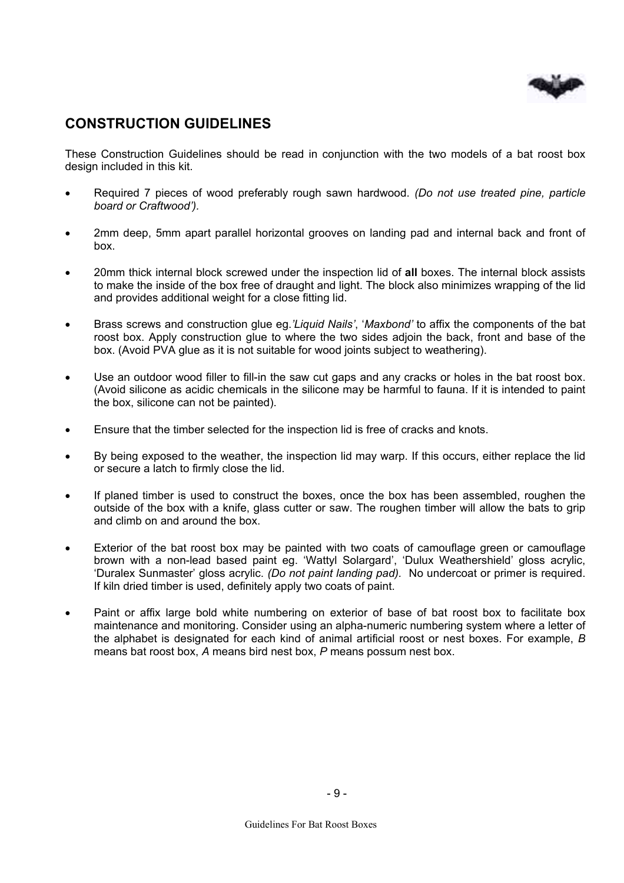## CONSTRUCTION GUIDELINES

These Construction Guidelines should be read in conjunction with the two models of a bat roost box design included in this kit.

- Required 7 pieces of wood preferably rough sawn hardwood. *(Do not use treated pine, particle board or Craftwood').*
- 2mm deep, 5mm apart parallel horizontal grooves on landing pad and internal back and front of box.
- 20mm thick internal block screwed under the inspection lid of **all** boxes. The internal block assists to make the inside of the box free of draught and light. The block also minimizes wrapping of the lid and provides additional weight for a close fitting lid.
- Brass screws and construction glue eg.*'Liquid Nails'*, '*Maxbond'* to affix the components of the bat roost box. Apply construction glue to where the two sides adjoin the back, front and base of the box. (Avoid PVA glue as it is not suitable for wood joints subject to weathering).
- Use an outdoor wood filler to fill-in the saw cut gaps and any cracks or holes in the bat roost box. (Avoid silicone as acidic chemicals in the silicone may be harmful to fauna. If it is intended to paint the box, silicone can not be painted).
- Ensure that the timber selected for the inspection lid is free of cracks and knots.
- By being exposed to the weather, the inspection lid may warp. If this occurs, either replace the lid or secure a latch to firmly close the lid.
- If planed timber is used to construct the boxes, once the box has been assembled, roughen the outside of the box with a knife, glass cutter or saw. The roughen timber will allow the bats to grip and climb on and around the box.
- Exterior of the bat roost box may be painted with two coats of camouflage green or camouflage brown with a non-lead based paint eg. 'Wattyl Solargard', 'Dulux Weathershield' gloss acrylic, 'Duralex Sunmaster' gloss acrylic. *(Do not paint landing pad).* No undercoat or primer is required. If kiln dried timber is used, definitely apply two coats of paint.
- Paint or affix large bold white numbering on exterior of base of bat roost box to facilitate box maintenance and monitoring. Consider using an alpha-numeric numbering system where a letter of the alphabet is designated for each kind of animal artificial roost or nest boxes. For example, *B* means bat roost box, *A* means bird nest box, *P* means possum nest box.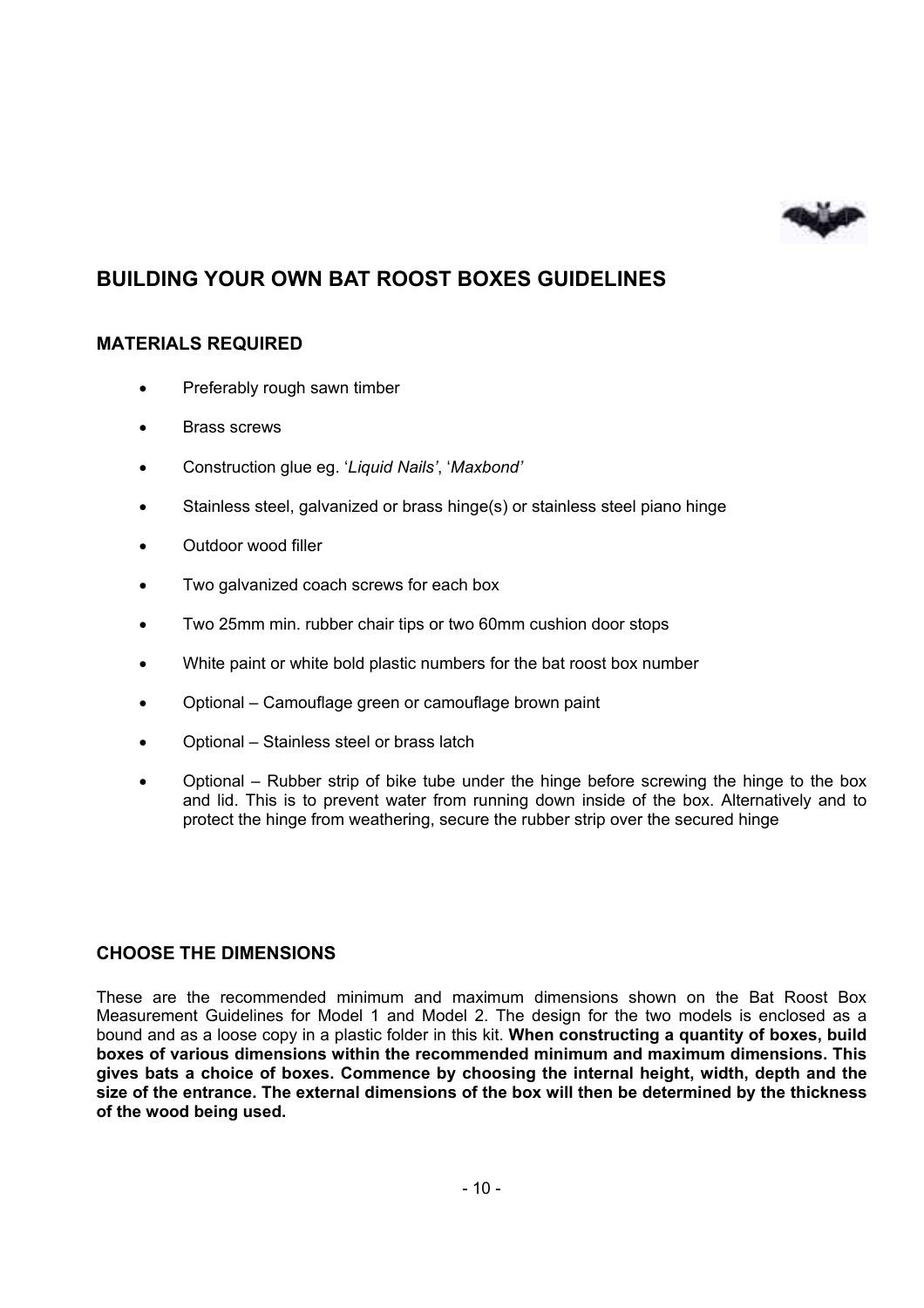## BUILDING YOUR OWN BAT ROOST BOXES GUIDELINES

### MATERIALS REQUIRED

- Preferably rough sawn timber
- Brass screws
- Construction glue eg. '*Liquid Nails*', '*Maxbond*'
- Stainless steel, galvanized or brass hinge(s) or stainless steel piano hinge
- Outdoor wood filler
- Two galvanized coach screws for each box
- Two 25mm min. rubber chair tips or two 60mm cushion door stops
- White paint or white bold plastic numbers for the bat roost box number
- Optional – Camouflage green or camouflage brown paint
- Optional – Stainless steel or brass latch
- Optional – Rubber strip of bike tube under the hinge before screwing the hinge to the box and lid. This is to prevent water from running down inside of the box. Alternatively and to protect the hinge from weathering, secure the rubber strip over the secured hinge

### CHOOSE THE DIMENSIONS

These are the recommended minimum and maximum dimensions shown on the Bat Roost Box Measurement Guidelines for Model 1 and Model 2. The design for the two models is enclosed as a bound and as a loose copy in a plastic folder in this kit. **When constructing a quantity of boxes, build boxes of various dimensions within the recommended minimum and maximum dimensions. This gives bats a choice of boxes. Commence by choosing the internal height, width, depth and the size of the entrance. The external dimensions of the box will then be determined by the thickness of the wood being used.**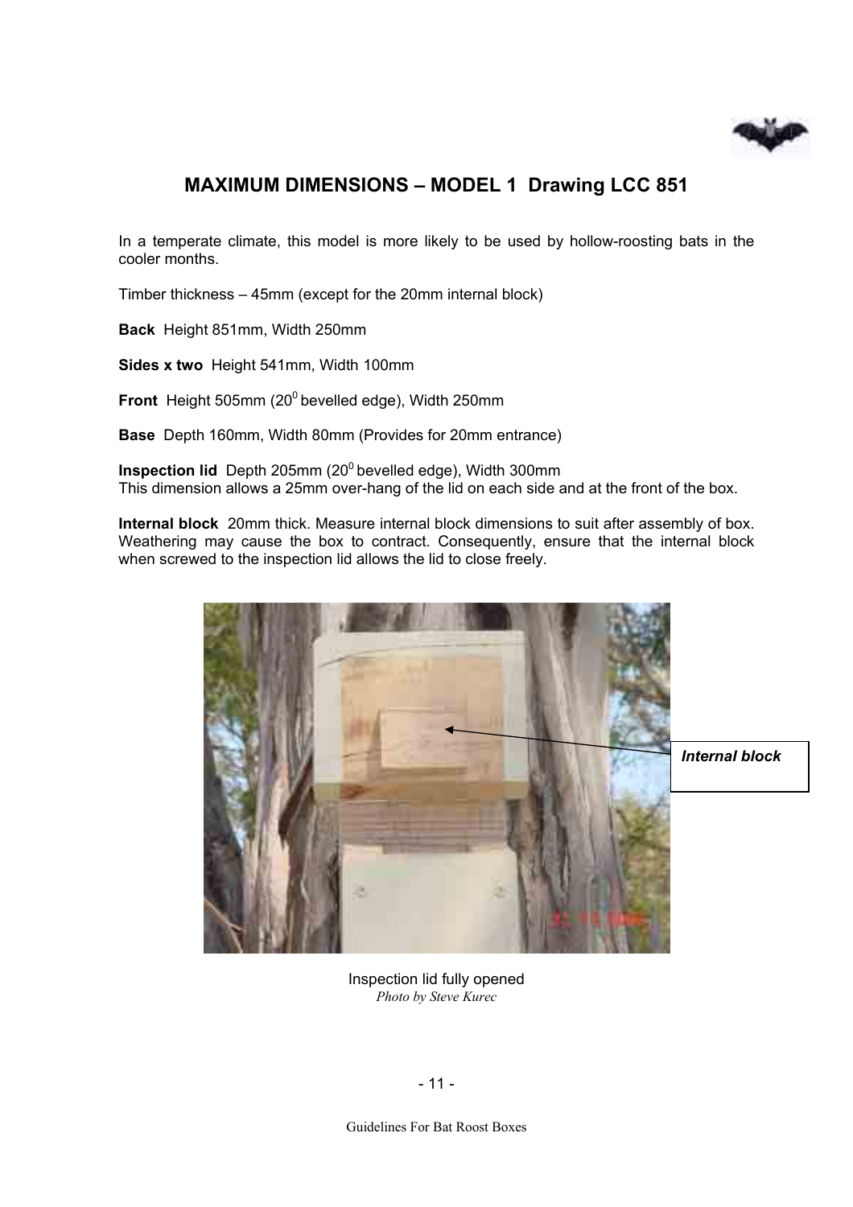## MAXIMUM DIMENSIONS – MODEL 1 Drawing LCC 851

In a temperate climate, this model is more likely to be used by hollow-roosting bats in the cooler months.

Timber thickness – 45mm (except for the 20mm internal block)

**Back** Height 851mm, Width 250mm

**Sides x two** Height 541mm, Width 100mm

**Front** Height 505mm ($20^0$ bevelled edge), Width 250mm

**Base** Depth 160mm, Width 80mm (Provides for 20mm entrance)

**Inspection lid** Depth 205mm ($20^0$ bevelled edge), Width 300mm
This dimension allows a 25mm over-hang of the lid on each side and at the front of the box.

**Internal block** 20mm thick. Measure internal block dimensions to suit after assembly of box. Weathering may cause the box to contract. Consequently, ensure that the internal block when screwed to the inspection lid allows the lid to close freely.

***Internal block***

Inspection lid fully opened
*Photo by Steve Kurec*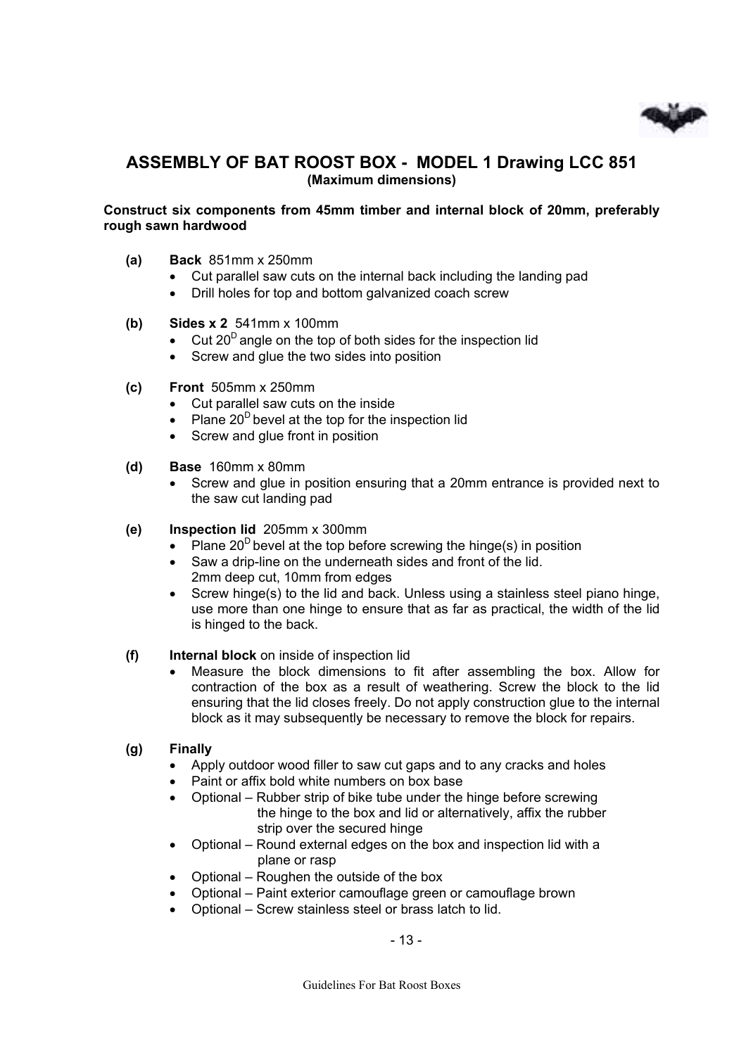## ASSEMBLY OF BAT ROOST BOX - MODEL 1 Drawing LCC 851

**(Maximum dimensions)**

**Construct six components from 45mm timber and internal block of 20mm, preferably rough sawn hardwood**

**(a) Back** 851mm x 250mm

- Cut parallel saw cuts on the internal back including the landing pad
- Drill holes for top and bottom galvanized coach screw

**(b) Sides x 2** 541mm x 100mm

- Cut $20^D$ angle on the top of both sides for the inspection lid
- Screw and glue the two sides into position

**(c) Front** 505mm x 250mm

- Cut parallel saw cuts on the inside
- Plane $20^D$ bevel at the top for the inspection lid
- Screw and glue front in position

**(d) Base** 160mm x 80mm

- Screw and glue in position ensuring that a 20mm entrance is provided next to the saw cut landing pad

**(e) Inspection lid** 205mm x 300mm

- Plane $20^D$ bevel at the top before screwing the hinge(s) in position
- Saw a drip-line on the underneath sides and front of the lid. 2mm deep cut, 10mm from edges
- Screw hinge(s) to the lid and back. Unless using a stainless steel piano hinge, use more than one hinge to ensure that as far as practical, the width of the lid is hinged to the back.

**(f) Internal block** on inside of inspection lid

- Measure the block dimensions to fit after assembling the box. Allow for contraction of the box as a result of weathering. Screw the block to the lid ensuring that the lid closes freely. Do not apply construction glue to the internal block as it may subsequently be necessary to remove the block for repairs.

**(g) Finally**

- Apply outdoor wood filler to saw cut gaps and to any cracks and holes
- Paint or affix bold white numbers on box base
- Optional – Rubber strip of bike tube under the hinge before screwing the hinge to the box and lid or alternatively, affix the rubber strip over the secured hinge
- Optional – Round external edges on the box and inspection lid with a plane or rasp
- Optional – Roughen the outside of the box
- Optional – Paint exterior camouflage green or camouflage brown
- Optional – Screw stainless steel or brass latch to lid.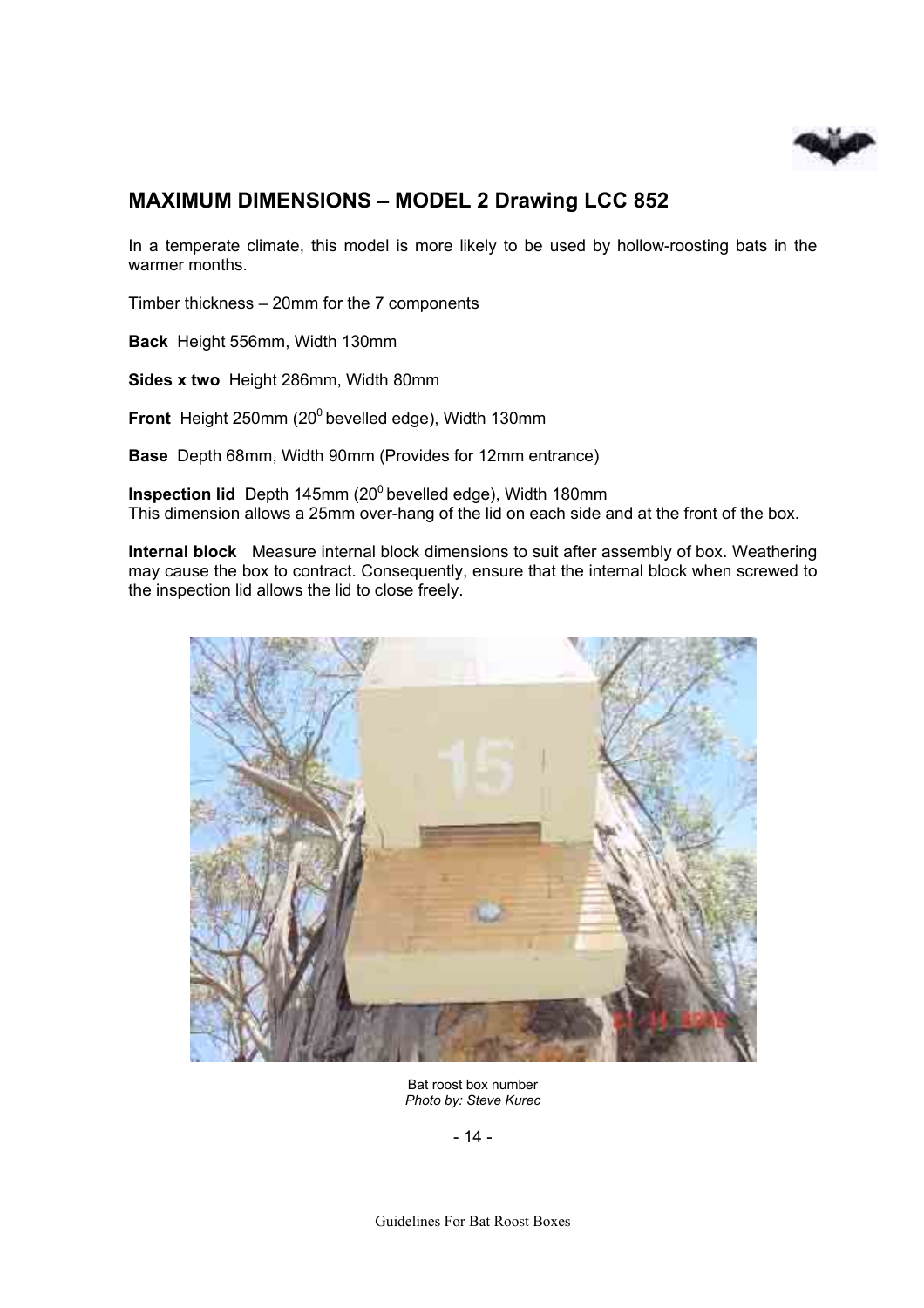## MAXIMUM DIMENSIONS – MODEL 2 Drawing LCC 852

In a temperate climate, this model is more likely to be used by hollow-roosting bats in the warmer months.

Timber thickness – 20mm for the 7 components

**Back** Height 556mm, Width 130mm

**Sides x two** Height 286mm, Width 80mm

**Front** Height 250mm ($20^0$ bevelled edge), Width 130mm

**Base** Depth 68mm, Width 90mm (Provides for 12mm entrance)

**Inspection lid** Depth 145mm ($20^0$ bevelled edge), Width 180mm
This dimension allows a 25mm over-hang of the lid on each side and at the front of the box.

**Internal block** Measure internal block dimensions to suit after assembly of box. Weathering may cause the box to contract. Consequently, ensure that the internal block when screwed to the inspection lid allows the lid to close freely.

Bat roost box number
*Photo by: Steve Kurec*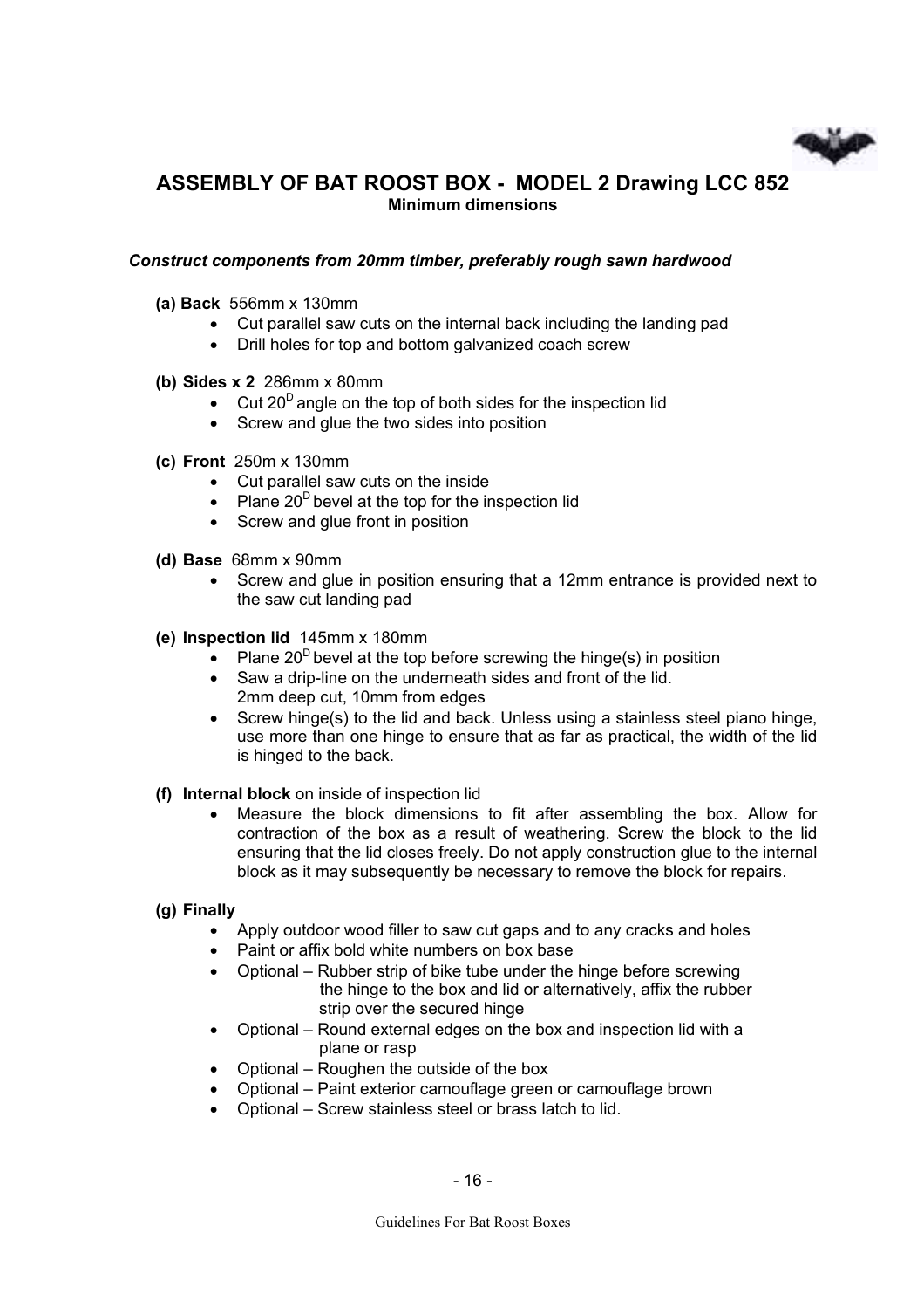# ASSEMBLY OF BAT ROOST BOX - MODEL 2 Drawing LCC 852

**Minimum dimensions**

***Construct components from 20mm timber, preferably rough sawn hardwood***

**(a) Back** 556mm x 130mm

- Cut parallel saw cuts on the internal back including the landing pad
- Drill holes for top and bottom galvanized coach screw

**(b) Sides x 2** 286mm x 80mm

- Cut $20^D$ angle on the top of both sides for the inspection lid
- Screw and glue the two sides into position

**(c) Front** 250m x 130mm

- Cut parallel saw cuts on the inside
- Plane $20^D$ bevel at the top for the inspection lid
- Screw and glue front in position

**(d) Base** 68mm x 90mm

- Screw and glue in position ensuring that a 12mm entrance is provided next to the saw cut landing pad

**(e) Inspection lid** 145mm x 180mm

- Plane $20^D$ bevel at the top before screwing the hinge(s) in position
- Saw a drip-line on the underneath sides and front of the lid.
  2mm deep cut, 10mm from edges
- Screw hinge(s) to the lid and back. Unless using a stainless steel piano hinge, use more than one hinge to ensure that as far as practical, the width of the lid is hinged to the back.

**(f) Internal block** on inside of inspection lid

- Measure the block dimensions to fit after assembling the box. Allow for contraction of the box as a result of weathering. Screw the block to the lid ensuring that the lid closes freely. Do not apply construction glue to the internal block as it may subsequently be necessary to remove the block for repairs.

**(g) Finally**

- Apply outdoor wood filler to saw cut gaps and to any cracks and holes
- Paint or affix bold white numbers on box base
- Optional – Rubber strip of bike tube under the hinge before screwing the hinge to the box and lid or alternatively, affix the rubber strip over the secured hinge
- Optional – Round external edges on the box and inspection lid with a plane or rasp
- Optional – Roughen the outside of the box
- Optional – Paint exterior camouflage green or camouflage brown
- Optional – Screw stainless steel or brass latch to lid.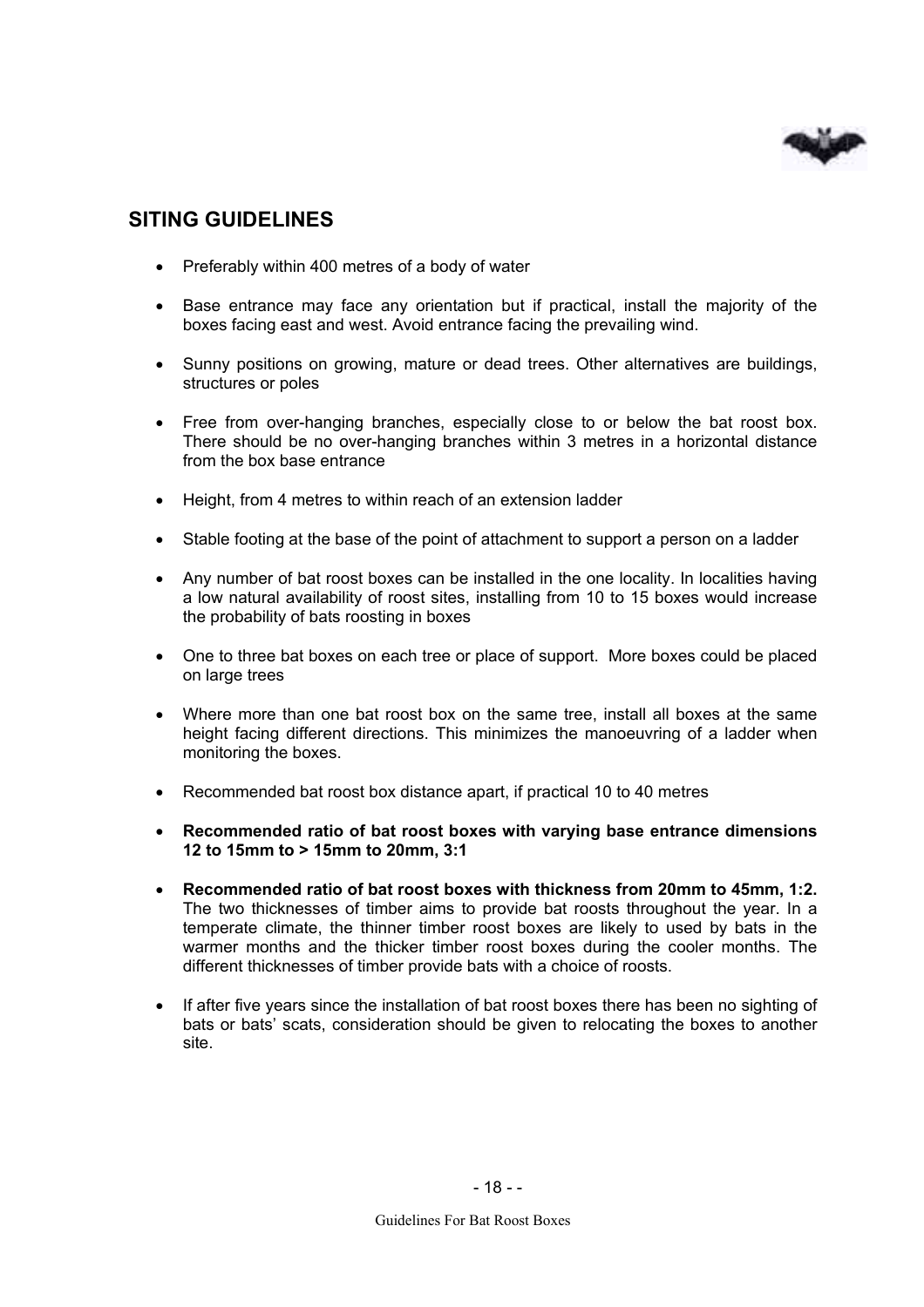## SITING GUIDELINES

- Preferably within 400 metres of a body of water
- Base entrance may face any orientation but if practical, install the majority of the boxes facing east and west. Avoid entrance facing the prevailing wind.
- Sunny positions on growing, mature or dead trees. Other alternatives are buildings, structures or poles
- Free from over-hanging branches, especially close to or below the bat roost box. There should be no over-hanging branches within 3 metres in a horizontal distance from the box base entrance
- Height, from 4 metres to within reach of an extension ladder
- Stable footing at the base of the point of attachment to support a person on a ladder
- Any number of bat roost boxes can be installed in the one locality. In localities having a low natural availability of roost sites, installing from 10 to 15 boxes would increase the probability of bats roosting in boxes
- One to three bat boxes on each tree or place of support. More boxes could be placed on large trees
- Where more than one bat roost box on the same tree, install all boxes at the same height facing different directions. This minimizes the manoeuvring of a ladder when monitoring the boxes.
- Recommended bat roost box distance apart, if practical 10 to 40 metres
- **Recommended ratio of bat roost boxes with varying base entrance dimensions 12 to 15mm to > 15mm to 20mm, 3:1**
- **Recommended ratio of bat roost boxes with thickness from 20mm to 45mm, 1:2.** The two thicknesses of timber aims to provide bat roosts throughout the year. In a temperate climate, the thinner timber roost boxes are likely to used by bats in the warmer months and the thicker timber roost boxes during the cooler months. The different thicknesses of timber provide bats with a choice of roosts.
- If after five years since the installation of bat roost boxes there has been no sighting of bats or bats' scats, consideration should be given to relocating the boxes to another site.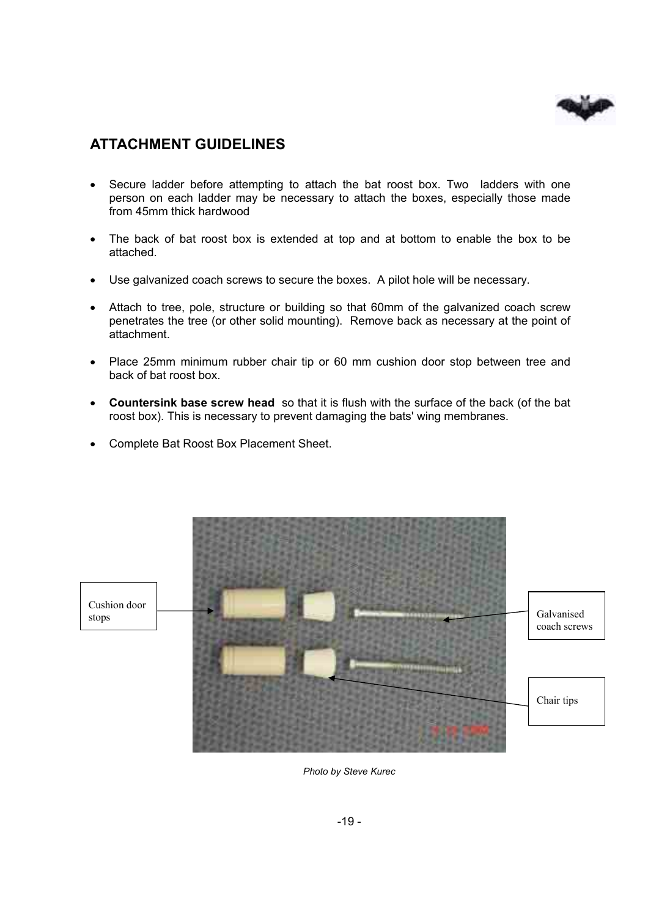## ATTACHMENT GUIDELINES

- Secure ladder before attempting to attach the bat roost box. Two ladders with one person on each ladder may be necessary to attach the boxes, especially those made from 45mm thick hardwood
- The back of bat roost box is extended at top and at bottom to enable the box to be attached.
- Use galvanized coach screws to secure the boxes. A pilot hole will be necessary.
- Attach to tree, pole, structure or building so that 60mm of the galvanized coach screw penetrates the tree (or other solid mounting). Remove back as necessary at the point of attachment.
- Place 25mm minimum rubber chair tip or 60 mm cushion door stop between tree and back of bat roost box.
- **Countersink base screw head** so that it is flush with the surface of the back (of the bat roost box). This is necessary to prevent damaging the bats' wing membranes.
- Complete Bat Roost Box Placement Sheet.

Cushion door stops

Galvanised coach screws

Chair tips

*Photo by Steve Kurec*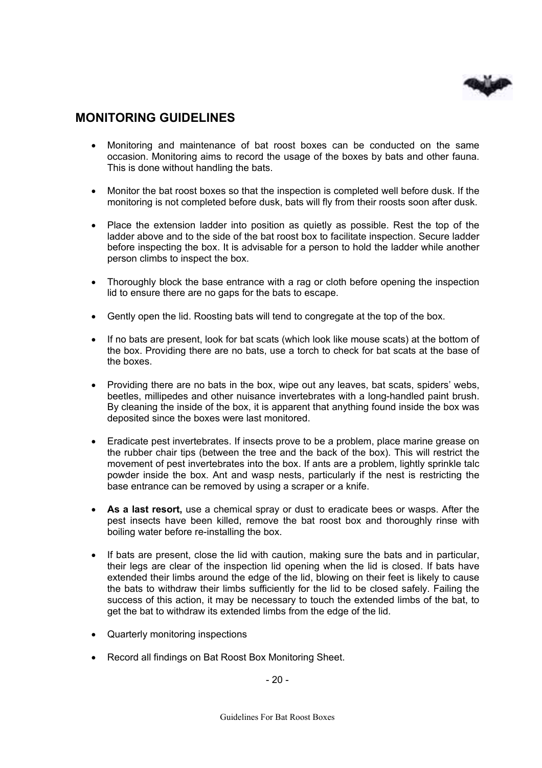## MONITORING GUIDELINES

- Monitoring and maintenance of bat roost boxes can be conducted on the same occasion. Monitoring aims to record the usage of the boxes by bats and other fauna. This is done without handling the bats.
- Monitor the bat roost boxes so that the inspection is completed well before dusk. If the monitoring is not completed before dusk, bats will fly from their roosts soon after dusk.
- Place the extension ladder into position as quietly as possible. Rest the top of the ladder above and to the side of the bat roost box to facilitate inspection. Secure ladder before inspecting the box. It is advisable for a person to hold the ladder while another person climbs to inspect the box.
- Thoroughly block the base entrance with a rag or cloth before opening the inspection lid to ensure there are no gaps for the bats to escape.
- Gently open the lid. Roosting bats will tend to congregate at the top of the box.
- If no bats are present, look for bat scats (which look like mouse scats) at the bottom of the box. Providing there are no bats, use a torch to check for bat scats at the base of the boxes.
- Providing there are no bats in the box, wipe out any leaves, bat scats, spiders' webs, beetles, millipedes and other nuisance invertebrates with a long-handled paint brush. By cleaning the inside of the box, it is apparent that anything found inside the box was deposited since the boxes were last monitored.
- Eradicate pest invertebrates. If insects prove to be a problem, place marine grease on the rubber chair tips (between the tree and the back of the box). This will restrict the movement of pest invertebrates into the box. If ants are a problem, lightly sprinkle talc powder inside the box. Ant and wasp nests, particularly if the nest is restricting the base entrance can be removed by using a scraper or a knife.
- **As a last resort,** use a chemical spray or dust to eradicate bees or wasps. After the pest insects have been killed, remove the bat roost box and thoroughly rinse with boiling water before re-installing the box.
- If bats are present, close the lid with caution, making sure the bats and in particular, their legs are clear of the inspection lid opening when the lid is closed. If bats have extended their limbs around the edge of the lid, blowing on their feet is likely to cause the bats to withdraw their limbs sufficiently for the lid to be closed safely. Failing the success of this action, it may be necessary to touch the extended limbs of the bat, to get the bat to withdraw its extended limbs from the edge of the lid.
- Quarterly monitoring inspections
- Record all findings on Bat Roost Box Monitoring Sheet.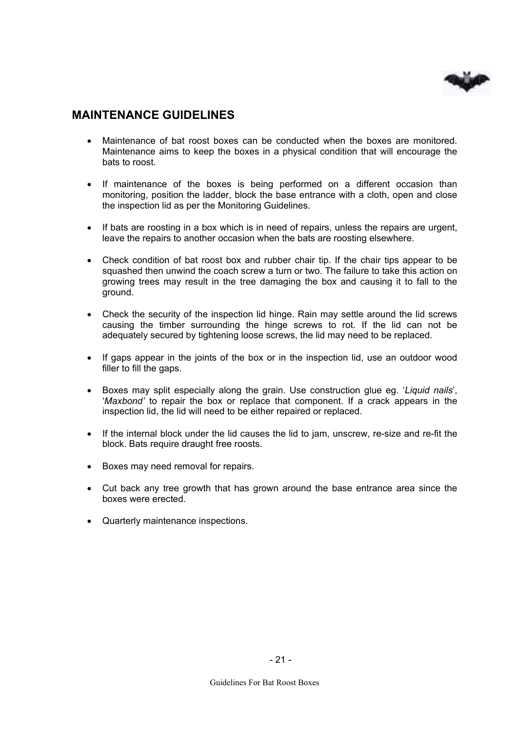## MAINTENANCE GUIDELINES

- Maintenance of bat roost boxes can be conducted when the boxes are monitored. Maintenance aims to keep the boxes in a physical condition that will encourage the bats to roost.

- If maintenance of the boxes is being performed on a different occasion than monitoring, position the ladder, block the base entrance with a cloth, open and close the inspection lid as per the Monitoring Guidelines.

- If bats are roosting in a box which is in need of repairs, unless the repairs are urgent, leave the repairs to another occasion when the bats are roosting elsewhere.

- Check condition of bat roost box and rubber chair tip. If the chair tips appear to be squashed then unwind the coach screw a turn or two. The failure to take this action on growing trees may result in the tree damaging the box and causing it to fall to the ground.

- Check the security of the inspection lid hinge. Rain may settle around the lid screws causing the timber surrounding the hinge screws to rot. If the lid can not be adequately secured by tightening loose screws, the lid may need to be replaced.

- If gaps appear in the joints of the box or in the inspection lid, use an outdoor wood filler to fill the gaps.

- Boxes may split especially along the grain. Use construction glue eg. '*Liquid nails*', '*Maxbond'* to repair the box or replace that component. If a crack appears in the inspection lid, the lid will need to be either repaired or replaced.

- If the internal block under the lid causes the lid to jam, unscrew, re-size and re-fit the block. Bats require draught free roosts.

- Boxes may need removal for repairs.

- Cut back any tree growth that has grown around the base entrance area since the boxes were erected.

- Quarterly maintenance inspections.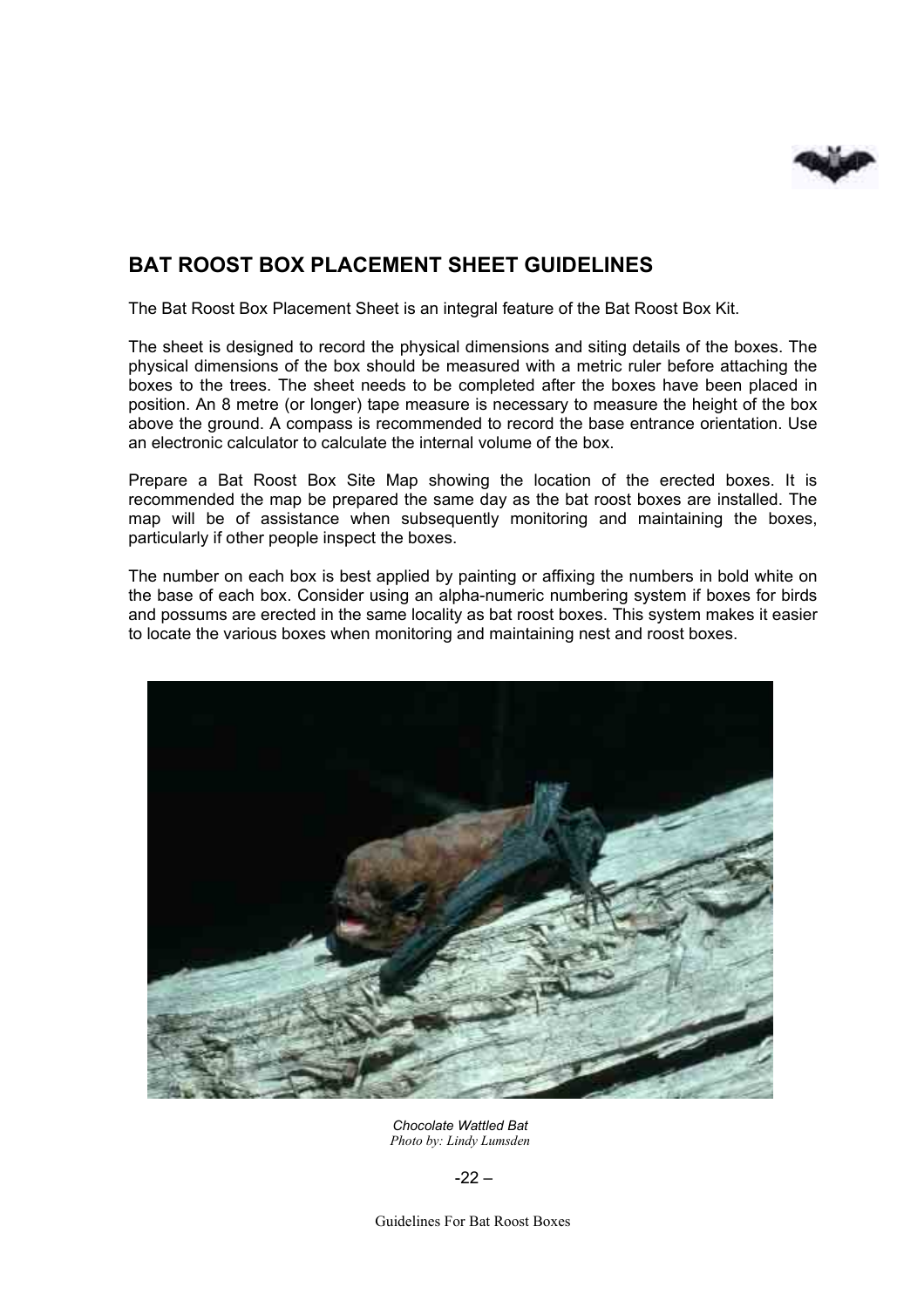## BAT ROOST BOX PLACEMENT SHEET GUIDELINES

The Bat Roost Box Placement Sheet is an integral feature of the Bat Roost Box Kit.

The sheet is designed to record the physical dimensions and siting details of the boxes. The physical dimensions of the box should be measured with a metric ruler before attaching the boxes to the trees. The sheet needs to be completed after the boxes have been placed in position. An 8 metre (or longer) tape measure is necessary to measure the height of the box above the ground. A compass is recommended to record the base entrance orientation. Use an electronic calculator to calculate the internal volume of the box.

Prepare a Bat Roost Box Site Map showing the location of the erected boxes. It is recommended the map be prepared the same day as the bat roost boxes are installed. The map will be of assistance when subsequently monitoring and maintaining the boxes, particularly if other people inspect the boxes.

The number on each box is best applied by painting or affixing the numbers in bold white on the base of each box. Consider using an alpha-numeric numbering system if boxes for birds and possums are erected in the same locality as bat roost boxes. This system makes it easier to locate the various boxes when monitoring and maintaining nest and roost boxes.

*Chocolate Wattled Bat*
*Photo by: Lindy Lumsden*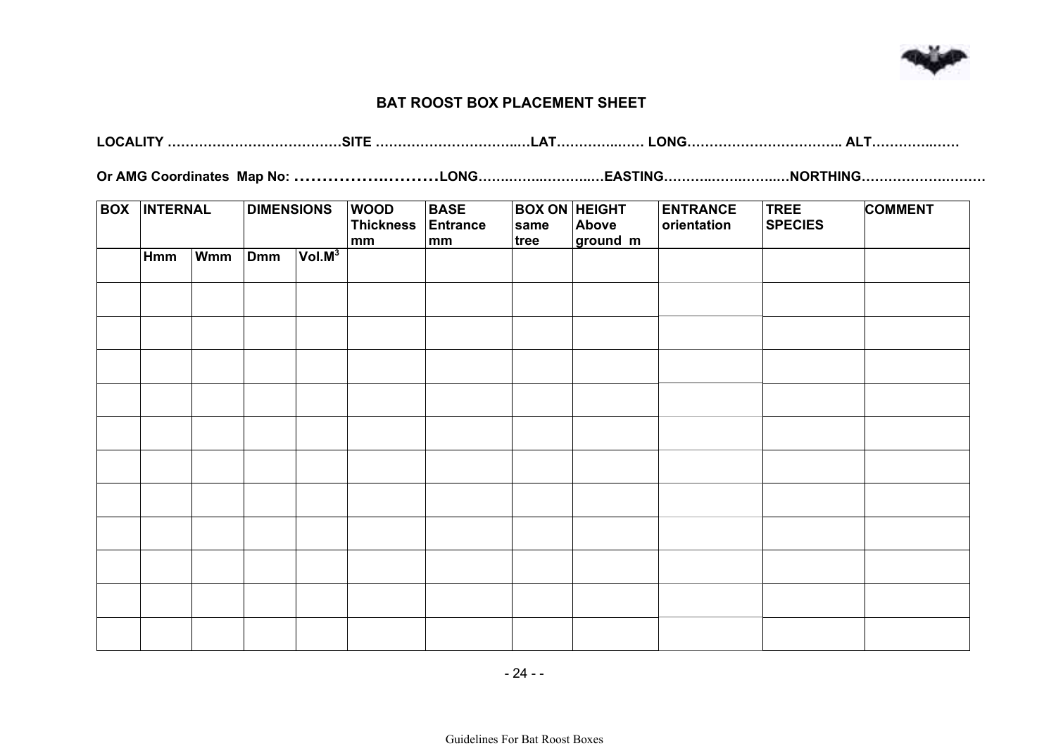## BAT ROOST BOX PLACEMENT SHEET

**LOCALITY …………………………………SITE ……………………………..LAT…………..…… LONG…………………………….. ALT…………..……**

**Or AMG Coordinates Map No: ……………..………LONG…….……..…….…..EASTING………..…….…….…NORTHING………………….……**

| BOX | INTERNAL | | DIMENSIONS | | WOOD Thickness mm | BASE Entrance mm | BOX ON same tree | HEIGHT Above ground m | ENTRANCE orientation | TREE SPECIES | COMMENT |
|---|---|---|---|---|---|---|---|---|---|---|---|
| | Hmm | Wmm | Dmm | Vol.$M^3$ | | | | | | | |
| | | | | | | | | | | | |
| | | | | | | | | | | | |
| | | | | | | | | | | | |
| | | | | | | | | | | | |
| | | | | | | | | | | | |
| | | | | | | | | | | | |
| | | | | | | | | | | | |
| | | | | | | | | | | | |
| | | | | | | | | | | | |
| | | | | | | | | | | | |
| | | | | | | | | | | | |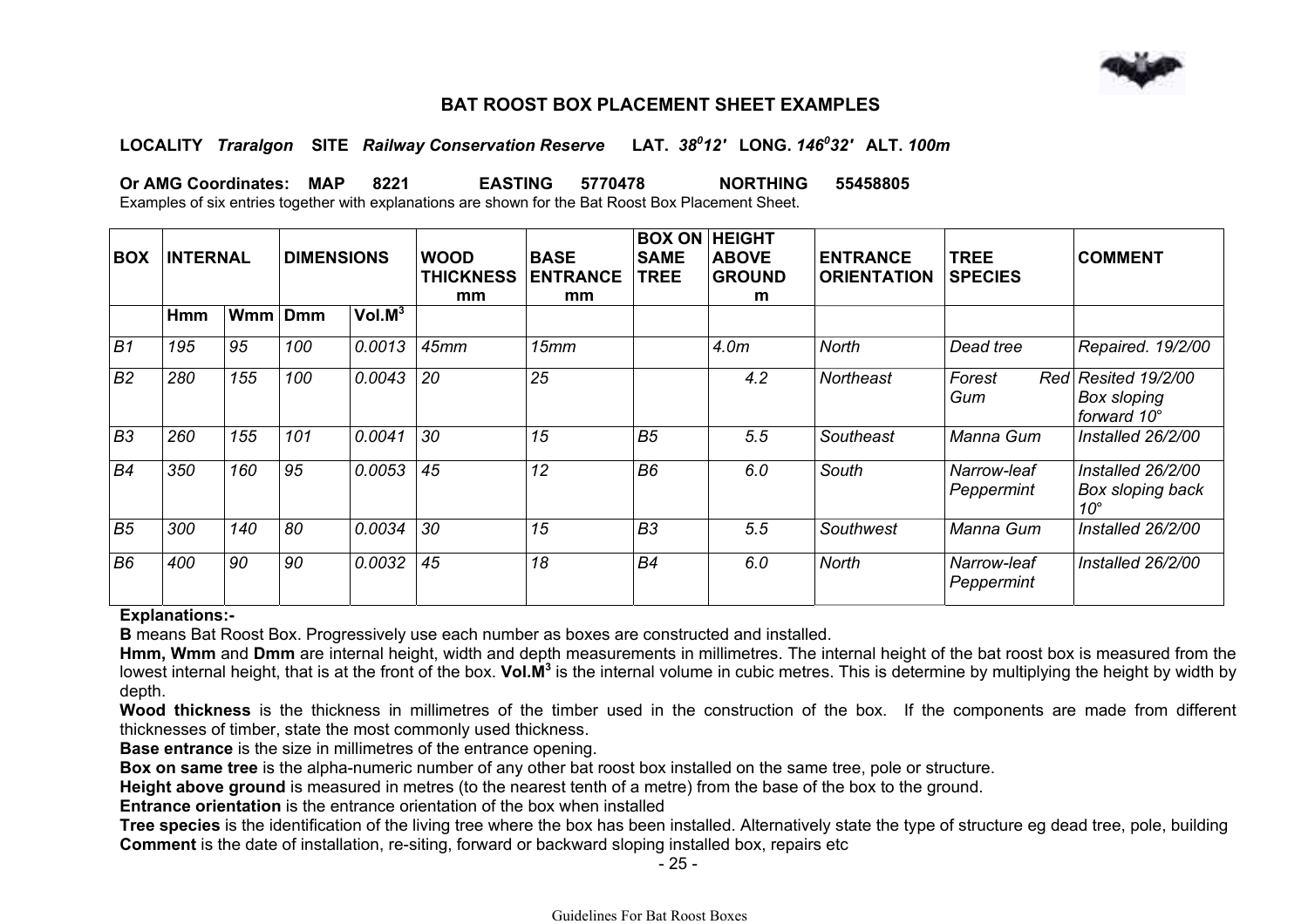# BAT ROOST BOX PLACEMENT SHEET EXAMPLES

**LOCALITY** *Traralgon* **SITE** *Railway Conservation Reserve* **LAT.** *$38^0 12'$* **LONG.** *$146^0 32'$* **ALT.** *100m*

**Or AMG Coordinates: MAP 8221 EASTING 5770478 NORTHING 55458805**

Examples of six entries together with explanations are shown for the Bat Roost Box Placement Sheet.

| BOX | INTERNAL | | DIMENSIONS | | WOOD THICKNESS mm | BASE ENTRANCE mm | BOX ON SAME TREE | HEIGHT ABOVE GROUND m | ENTRANCE ORIENTATION | TREE SPECIES | COMMENT |
|---|---|---|---|---|---|---|---|---|---|---|---|
| | Hmm | Wmm | Dmm | Vol.$M^3$ | | | | | | | |
| *B1* | *195* | *95* | *100* | *0.0013* | *45mm* | *15mm* | | *4.0m* | *North* | *Dead tree* | *Repaired. 19/2/00* |
| *B2* | *280* | *155* | *100* | *0.0043* | *20* | *25* | | *4.2* | *Northeast* | *Forest Red Gum* | *Resited 19/2/00 Box sloping forward 10°* |
| *B3* | *260* | *155* | *101* | *0.0041* | *30* | *15* | *B5* | *5.5* | *Southeast* | *Manna Gum* | *Installed 26/2/00* |
| *B4* | *350* | *160* | *95* | *0.0053* | *45* | *12* | *B6* | *6.0* | *South* | *Narrow-leaf Peppermint* | *Installed 26/2/00 Box sloping back 10°* |
| *B5* | *300* | *140* | *80* | *0.0034* | *30* | *15* | *B3* | *5.5* | *Southwest* | *Manna Gum* | *Installed 26/2/00* |
| *B6* | *400* | *90* | *90* | *0.0032* | *45* | *18* | *B4* | *6.0* | *North* | *Narrow-leaf Peppermint* | *Installed 26/2/00* |

**Explanations:-**

**B** means Bat Roost Box. Progressively use each number as boxes are constructed and installed.

**Hmm, Wmm** and **Dmm** are internal height, width and depth measurements in millimetres. The internal height of the bat roost box is measured from the lowest internal height, that is at the front of the box. **Vol.$M^3$** is the internal volume in cubic metres. This is determine by multiplying the height by width by depth.

**Wood thickness** is the thickness in millimetres of the timber used in the construction of the box. If the components are made from different thicknesses of timber, state the most commonly used thickness.

**Base entrance** is the size in millimetres of the entrance opening.

**Box on same tree** is the alpha-numeric number of any other bat roost box installed on the same tree, pole or structure.

**Height above ground** is measured in metres (to the nearest tenth of a metre) from the base of the box to the ground.

**Entrance orientation** is the entrance orientation of the box when installed

**Tree species** is the identification of the living tree where the box has been installed. Alternatively state the type of structure eg dead tree, pole, building

**Comment** is the date of installation, re-siting, forward or backward sloping installed box, repairs etc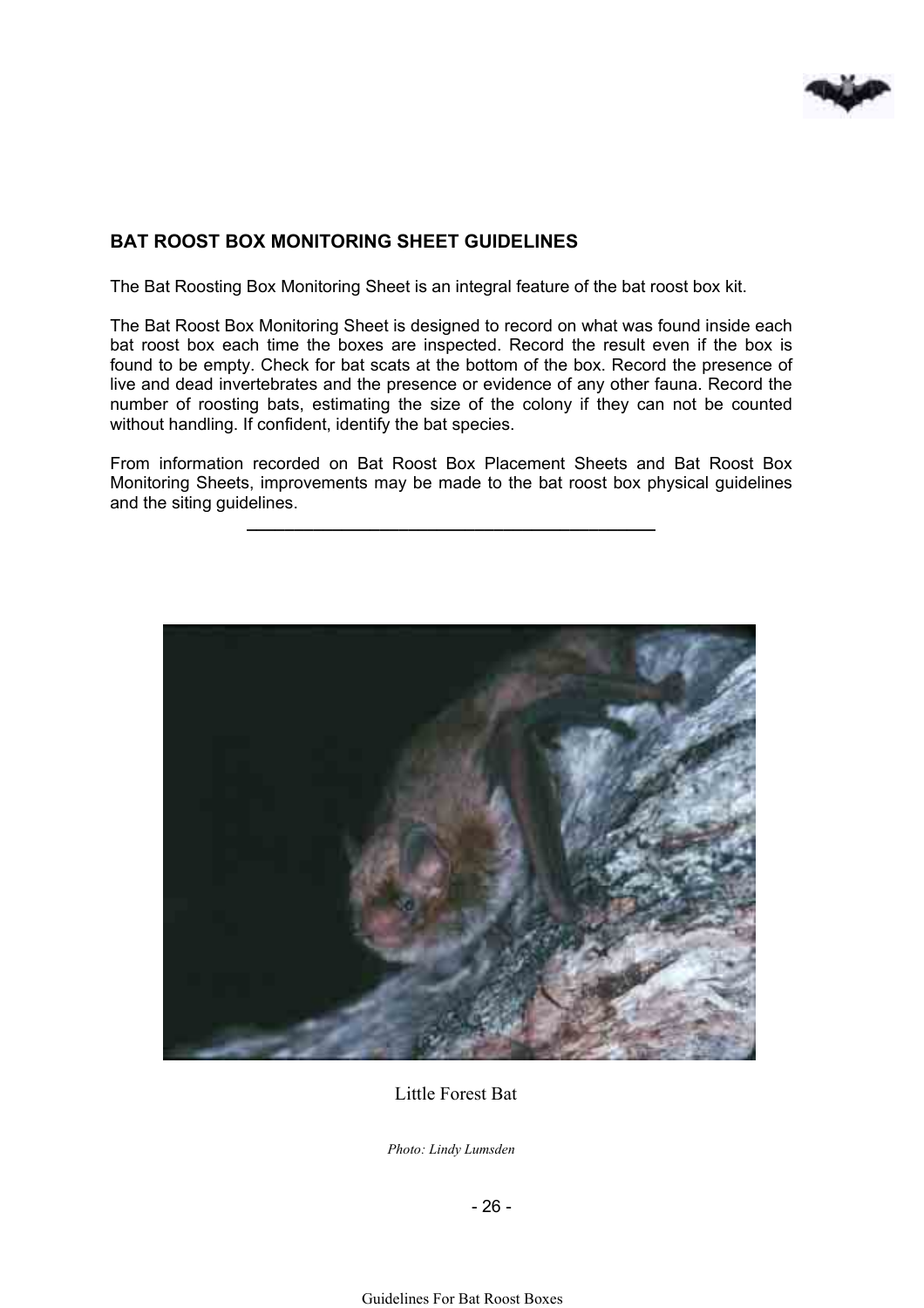## BAT ROOST BOX MONITORING SHEET GUIDELINES

The Bat Roosting Box Monitoring Sheet is an integral feature of the bat roost box kit.

The Bat Roost Box Monitoring Sheet is designed to record on what was found inside each bat roost box each time the boxes are inspected. Record the result even if the box is found to be empty. Check for bat scats at the bottom of the box. Record the presence of live and dead invertebrates and the presence or evidence of any other fauna. Record the number of roosting bats, estimating the size of the colony if they can not be counted without handling. If confident, identify the bat species.

From information recorded on Bat Roost Box Placement Sheets and Bat Roost Box Monitoring Sheets, improvements may be made to the bat roost box physical guidelines and the siting guidelines.

---

Little Forest Bat

*Photo: Lindy Lumsden*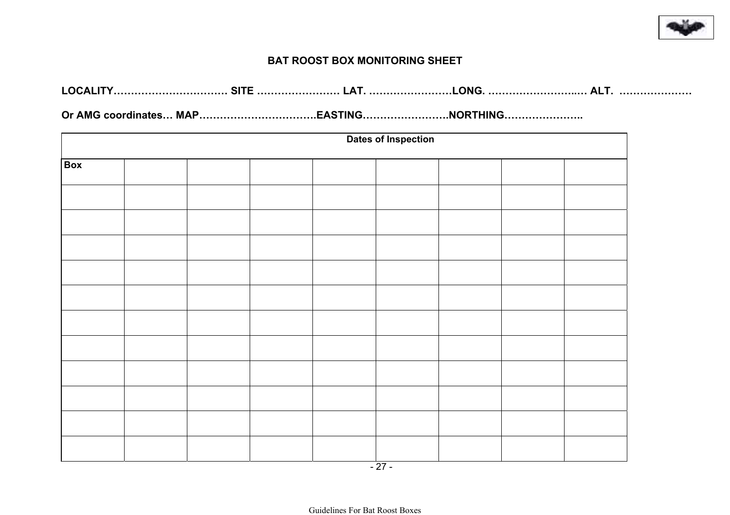## BAT ROOST BOX MONITORING SHEET

**LOCALITY……………………………. SITE …………………… LAT. ……………………LONG. ……………………..… ALT. …………………**

**Or AMG coordinates… MAP…………………………….EASTING…………………….NORTHING…………………..**

| Dates of Inspection | | | | | | | | |
|---|---|---|---|---|---|---|---|---|
| **Box** | | | | | | | | |
| | | | | | | | | |
| | | | | | | | | |
| | | | | | | | | |
| | | | | | | | | |
| | | | | | | | | |
| | | | | | | | | |
| | | | | | | | | |
| | | | | | | | | |
| | | | | | | | | |
| | | | | | | | | |
| | | | | | | | | |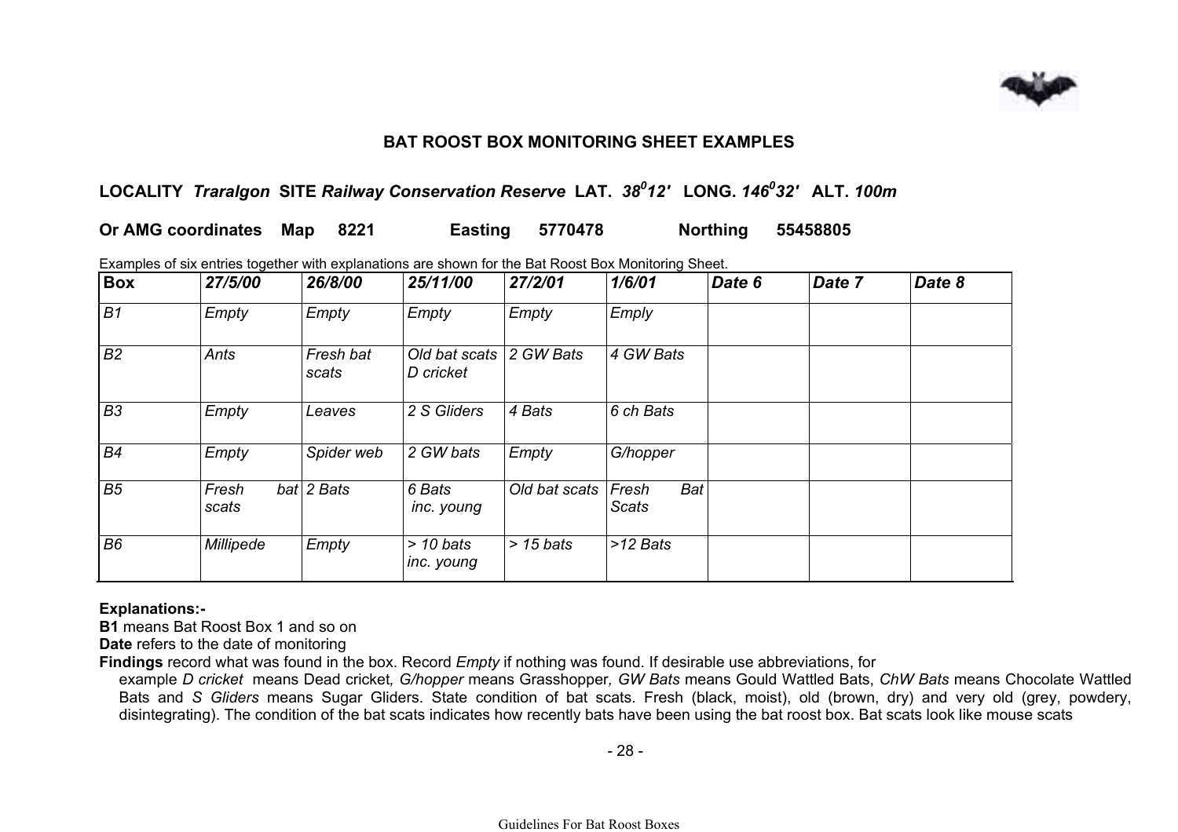## BAT ROOST BOX MONITORING SHEET EXAMPLES

**LOCALITY** ***Traralgon*** **SITE** ***Railway Conservation Reserve*** **LAT.** ***38⁰12'*** **LONG.** ***146⁰32'*** **ALT.** ***100m***

**Or AMG coordinates Map 8221 Easting 5770478 Northing 55458805**

Examples of six entries together with explanations are shown for the Bat Roost Box Monitoring Sheet.

| **Box** | ***27/5/00*** | ***26/8/00*** | ***25/11/00*** | ***27/2/01*** | ***1/6/01*** | ***Date 6*** | ***Date 7*** | ***Date 8*** |
|---|---|---|---|---|---|---|---|---|
| *B1* | *Empty* | *Empty* | *Empty* | *Empty* | *Emply* | | | |
| *B2* | *Ants* | *Fresh bat scats* | *Old bat scats D cricket* | *2 GW Bats* | *4 GW Bats* | | | |
| *B3* | *Empty* | *Leaves* | *2 S Gliders* | *4 Bats* | *6 ch Bats* | | | |
| *B4* | *Empty* | *Spider web* | *2 GW bats* | *Empty* | *G/hopper* | | | |
| *B5* | *Fresh bat scats* | *2 Bats* | *6 Bats inc. young* | *Old bat scats* | *Fresh Bat Scats* | | | |
| *B6* | *Millipede* | *Empty* | *> 10 bats inc. young* | *> 15 bats* | *>12 Bats* | | | |

**Explanations:-**

**B1** means Bat Roost Box 1 and so on

**Date** refers to the date of monitoring

**Findings** record what was found in the box. Record *Empty* if nothing was found. If desirable use abbreviations, for example *D cricket* means Dead cricket, *G/hopper* means Grasshopper, *GW Bats* means Gould Wattled Bats, *ChW Bats* means Chocolate Wattled Bats and *S Gliders* means Sugar Gliders. State condition of bat scats. Fresh (black, moist), old (brown, dry) and very old (grey, powdery, disintegrating). The condition of the bat scats indicates how recently bats have been using the bat roost box. Bat scats look like mouse scats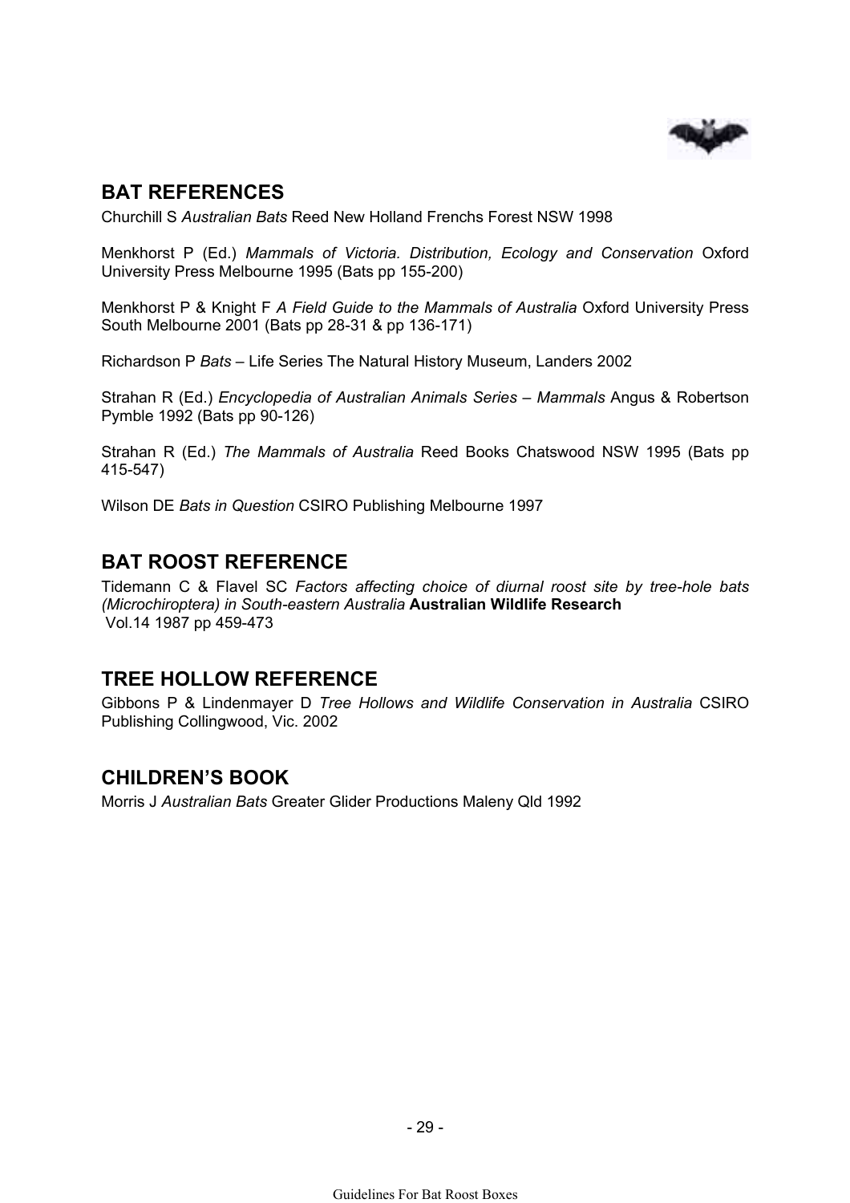## BAT REFERENCES

Churchill S *Australian Bats* Reed New Holland Frenchs Forest NSW 1998

Menkhorst P (Ed.) *Mammals of Victoria. Distribution, Ecology and Conservation* Oxford University Press Melbourne 1995 (Bats pp 155-200)

Menkhorst P & Knight F *A Field Guide to the Mammals of Australia* Oxford University Press South Melbourne 2001 (Bats pp 28-31 & pp 136-171)

Richardson P *Bats* – Life Series The Natural History Museum, Landers 2002

Strahan R (Ed.) *Encyclopedia of Australian Animals Series – Mammals* Angus & Robertson Pymble 1992 (Bats pp 90-126)

Strahan R (Ed.) *The Mammals of Australia* Reed Books Chatswood NSW 1995 (Bats pp 415-547)

Wilson DE *Bats in Question* CSIRO Publishing Melbourne 1997

## BAT ROOST REFERENCE

Tidemann C & Flavel SC *Factors affecting choice of diurnal roost site by tree-hole bats (Microchiroptera) in South-eastern Australia* **Australian Wildlife Research** Vol.14 1987 pp 459-473

## TREE HOLLOW REFERENCE

Gibbons P & Lindenmayer D *Tree Hollows and Wildlife Conservation in Australia* CSIRO Publishing Collingwood, Vic. 2002

## CHILDREN'S BOOK

Morris J *Australian Bats* Greater Glider Productions Maleny Qld 1992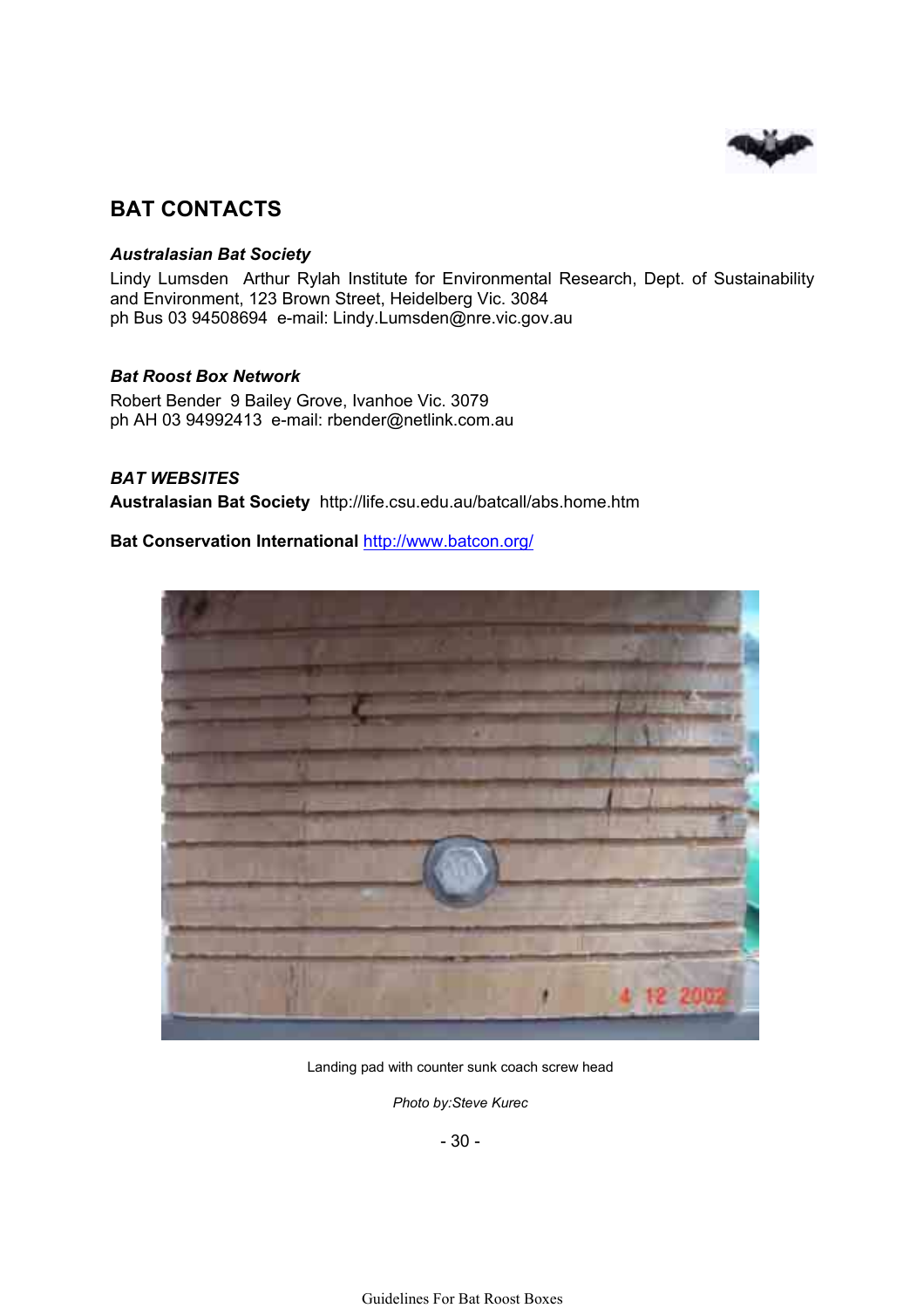## BAT CONTACTS

### *Australasian Bat Society*

Lindy Lumsden Arthur Rylah Institute for Environmental Research, Dept. of Sustainability and Environment, 123 Brown Street, Heidelberg Vic. 3084
ph Bus 03 94508694 e-mail: Lindy.Lumsden@nre.vic.gov.au

### *Bat Roost Box Network*

Robert Bender 9 Bailey Grove, Ivanhoe Vic. 3079
ph AH 03 94992413 e-mail: rbender@netlink.com.au

### *BAT WEBSITES*

**Australasian Bat Society** http://life.csu.edu.au/batcall/abs.home.htm

**Bat Conservation International** http://www.batcon.org/

Landing pad with counter sunk coach screw head

*Photo by:Steve Kurec*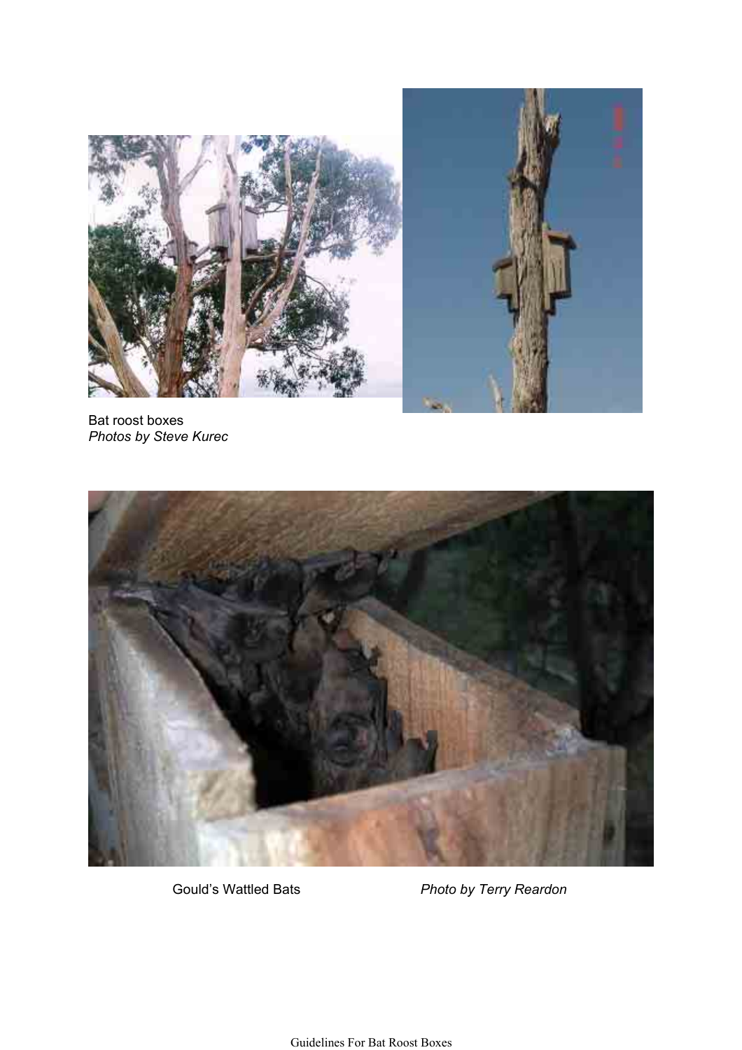Bat roost boxes
*Photos by Steve Kurec*

Gould's Wattled Bats *Photo by Terry Reardon*